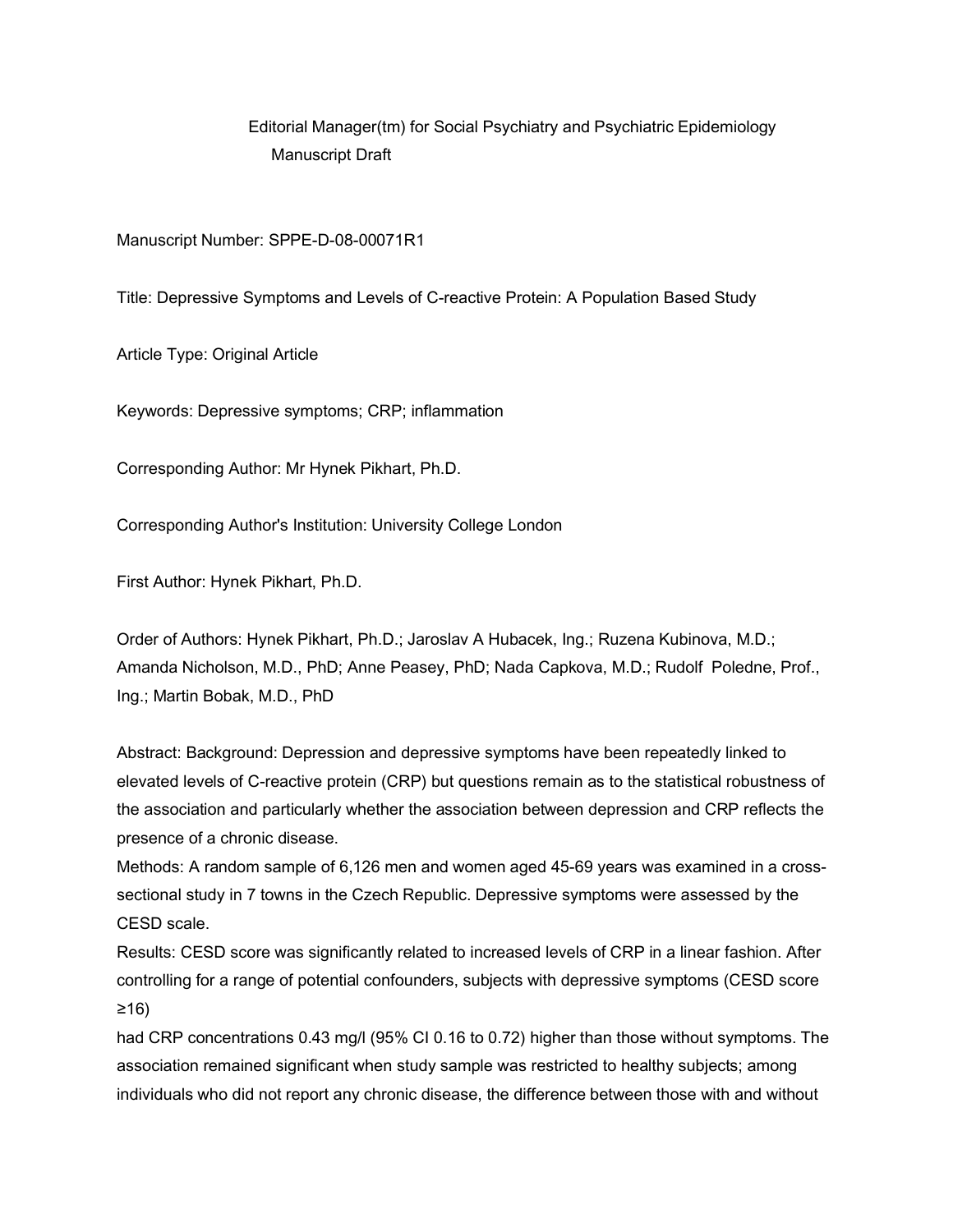Editorial Manager(tm) for Social Psychiatry and Psychiatric Epidemiology
Manuscript Draft

Manuscript Number: SPPE-D-08-00071R1

Title: Depressive Symptoms and Levels of C-reactive Protein: A Population Based Study

Article Type: Original Article

Keywords: Depressive symptoms; CRP; inflammation

Corresponding Author: Mr Hynek Pikhart, Ph.D.

Corresponding Author's Institution: University College London

First Author: Hynek Pikhart, Ph.D.

Order of Authors: Hynek Pikhart, Ph.D.; Jaroslav A Hubacek, Ing.; Ruzena Kubinova, M.D.; Amanda Nicholson, M.D., PhD; Anne Peasey, PhD; Nada Capkova, M.D.; Rudolf Poledne, Prof., Ing.; Martin Bobak, M.D., PhD

Abstract: Background: Depression and depressive symptoms have been repeatedly linked to elevated levels of C-reactive protein (CRP) but questions remain as to the statistical robustness of the association and particularly whether the association between depression and CRP reflects the presence of a chronic disease.

Methods: A random sample of 6,126 men and women aged 45-69 years was examined in a cross-sectional study in 7 towns in the Czech Republic. Depressive symptoms were assessed by the CESD scale.

Results: CESD score was significantly related to increased levels of CRP in a linear fashion. After controlling for a range of potential confounders, subjects with depressive symptoms (CESD score ≥16)
had CRP concentrations 0.43 mg/l (95% CI 0.16 to 0.72) higher than those without symptoms. The association remained significant when study sample was restricted to healthy subjects; among individuals who did not report any chronic disease, the difference between those with and without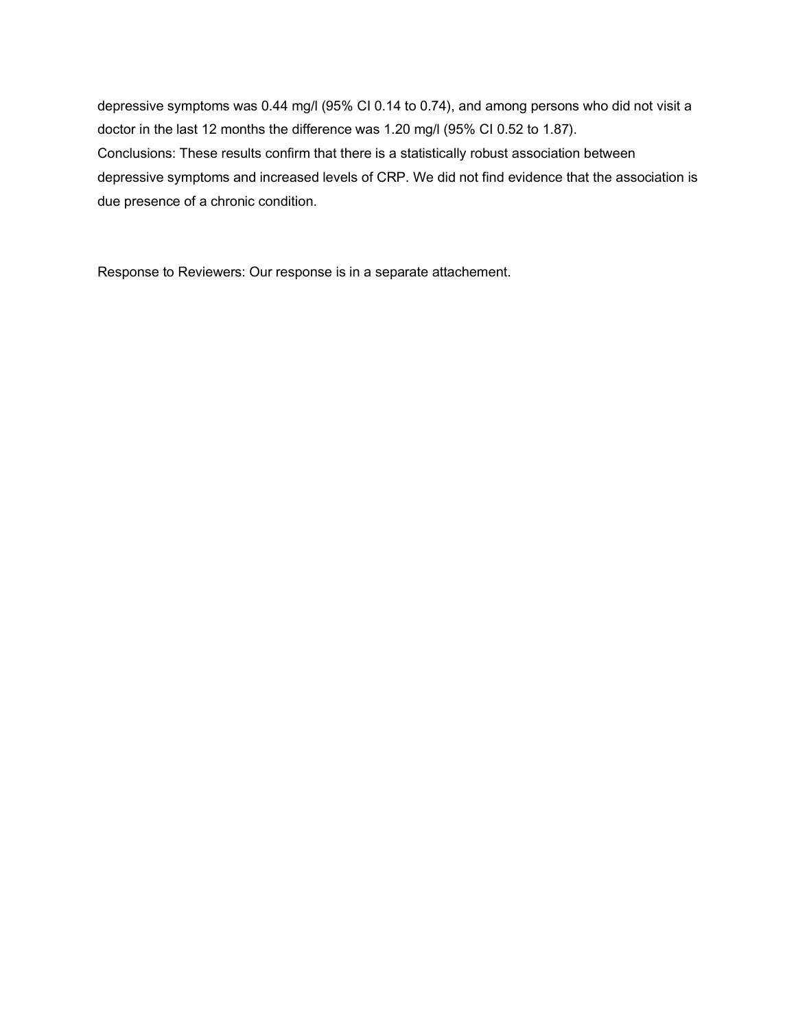depressive symptoms was 0.44 mg/l (95% CI 0.14 to 0.74), and among persons who did not visit a doctor in the last 12 months the difference was 1.20 mg/l (95% CI 0.52 to 1.87).

Conclusions: These results confirm that there is a statistically robust association between depressive symptoms and increased levels of CRP. We did not find evidence that the association is due presence of a chronic condition.

Response to Reviewers: Our response is in a separate attachement.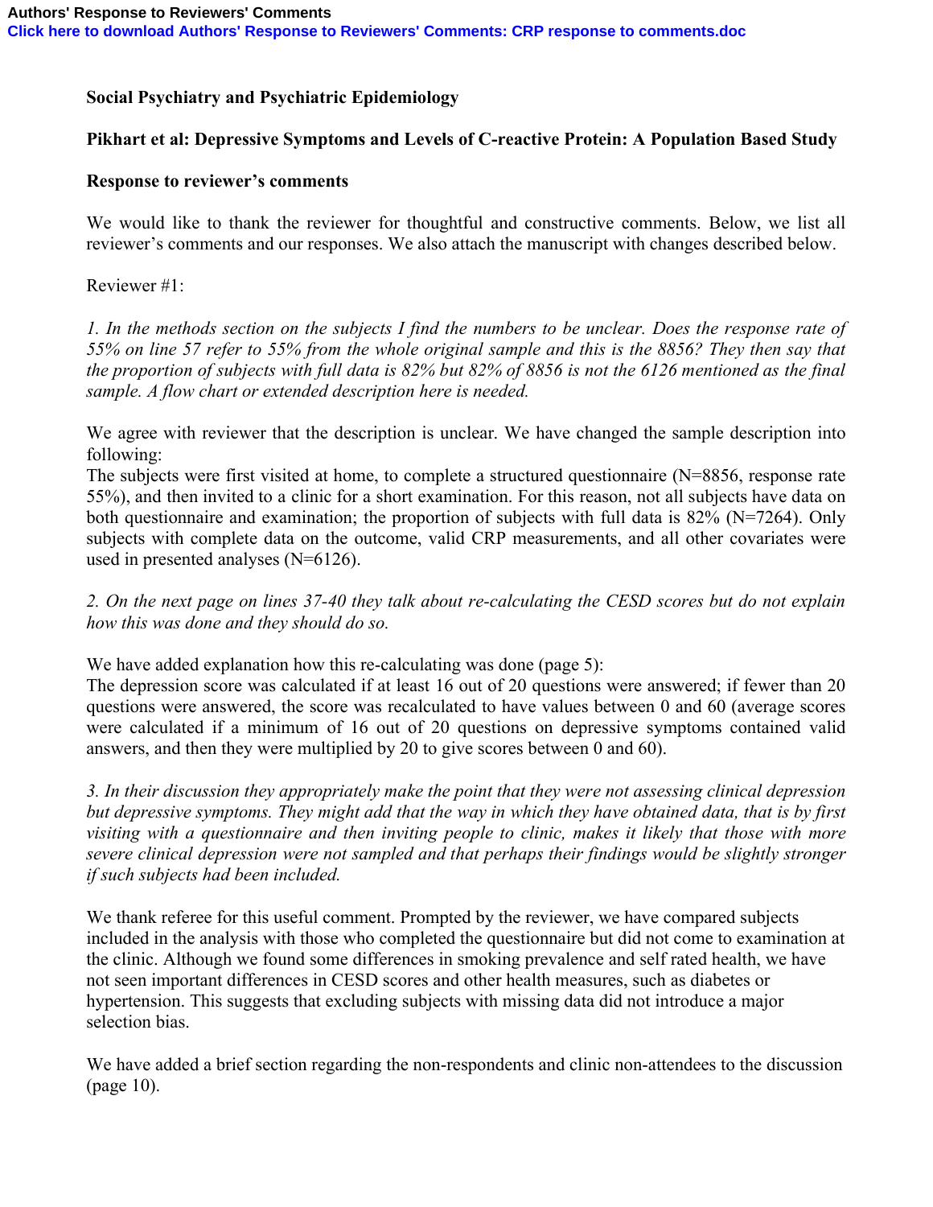Authors' Response to Reviewers' Comments
Click here to download Authors' Response to Reviewers' Comments: CRP response to comments.doc

**Social Psychiatry and Psychiatric Epidemiology**

**Pikhart et al: Depressive Symptoms and Levels of C-reactive Protein: A Population Based Study**

**Response to reviewer's comments**

We would like to thank the reviewer for thoughtful and constructive comments. Below, we list all reviewer's comments and our responses. We also attach the manuscript with changes described below.

Reviewer #1:

*1. In the methods section on the subjects I find the numbers to be unclear. Does the response rate of 55% on line 57 refer to 55% from the whole original sample and this is the 8856? They then say that the proportion of subjects with full data is 82% but 82% of 8856 is not the 6126 mentioned as the final sample. A flow chart or extended description here is needed.*

We agree with reviewer that the description is unclear. We have changed the sample description into following:
The subjects were first visited at home, to complete a structured questionnaire (N=8856, response rate 55%), and then invited to a clinic for a short examination. For this reason, not all subjects have data on both questionnaire and examination; the proportion of subjects with full data is 82% (N=7264). Only subjects with complete data on the outcome, valid CRP measurements, and all other covariates were used in presented analyses (N=6126).

*2. On the next page on lines 37-40 they talk about re-calculating the CESD scores but do not explain how this was done and they should do so.*

We have added explanation how this re-calculating was done (page 5):
The depression score was calculated if at least 16 out of 20 questions were answered; if fewer than 20 questions were answered, the score was recalculated to have values between 0 and 60 (average scores were calculated if a minimum of 16 out of 20 questions on depressive symptoms contained valid answers, and then they were multiplied by 20 to give scores between 0 and 60).

*3. In their discussion they appropriately make the point that they were not assessing clinical depression but depressive symptoms. They might add that the way in which they have obtained data, that is by first visiting with a questionnaire and then inviting people to clinic, makes it likely that those with more severe clinical depression were not sampled and that perhaps their findings would be slightly stronger if such subjects had been included.*

We thank referee for this useful comment. Prompted by the reviewer, we have compared subjects included in the analysis with those who completed the questionnaire but did not come to examination at the clinic. Although we found some differences in smoking prevalence and self rated health, we have not seen important differences in CESD scores and other health measures, such as diabetes or hypertension. This suggests that excluding subjects with missing data did not introduce a major selection bias.

We have added a brief section regarding the non-respondents and clinic non-attendees to the discussion (page 10).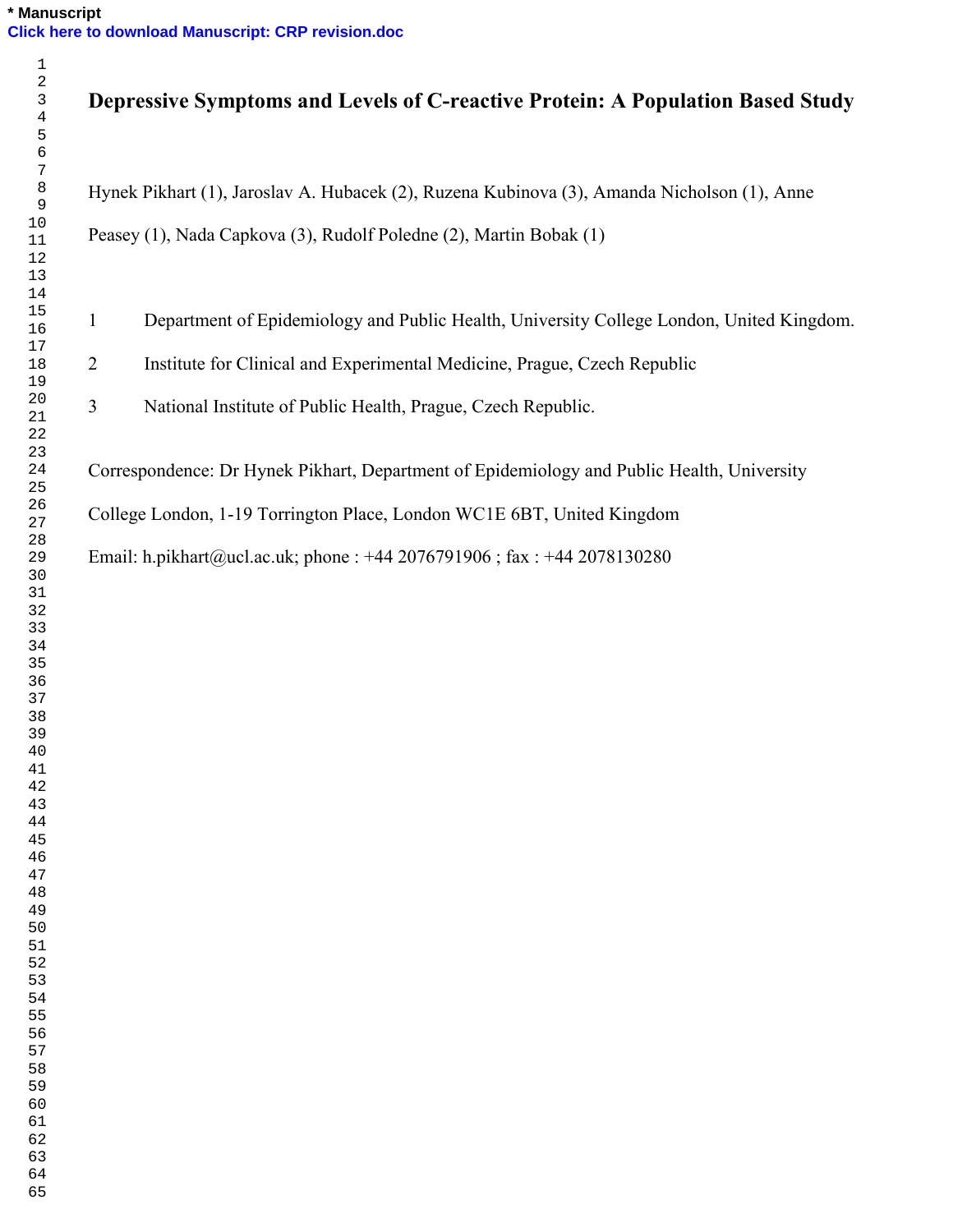# Depressive Symptoms and Levels of C-reactive Protein: A Population Based Study

Hynek Pikhart (1), Jaroslav A. Hubacek (2), Ruzena Kubinova (3), Amanda Nicholson (1), Anne Peasey (1), Nada Capkova (3), Rudolf Poledne (2), Martin Bobak (1)

1 Department of Epidemiology and Public Health, University College London, United Kingdom.

2 Institute for Clinical and Experimental Medicine, Prague, Czech Republic

3 National Institute of Public Health, Prague, Czech Republic.

Correspondence: Dr Hynek Pikhart, Department of Epidemiology and Public Health, University College London, 1-19 Torrington Place, London WC1E 6BT, United Kingdom

Email: h.pikhart@ucl.ac.uk; phone : +44 2076791906 ; fax : +44 2078130280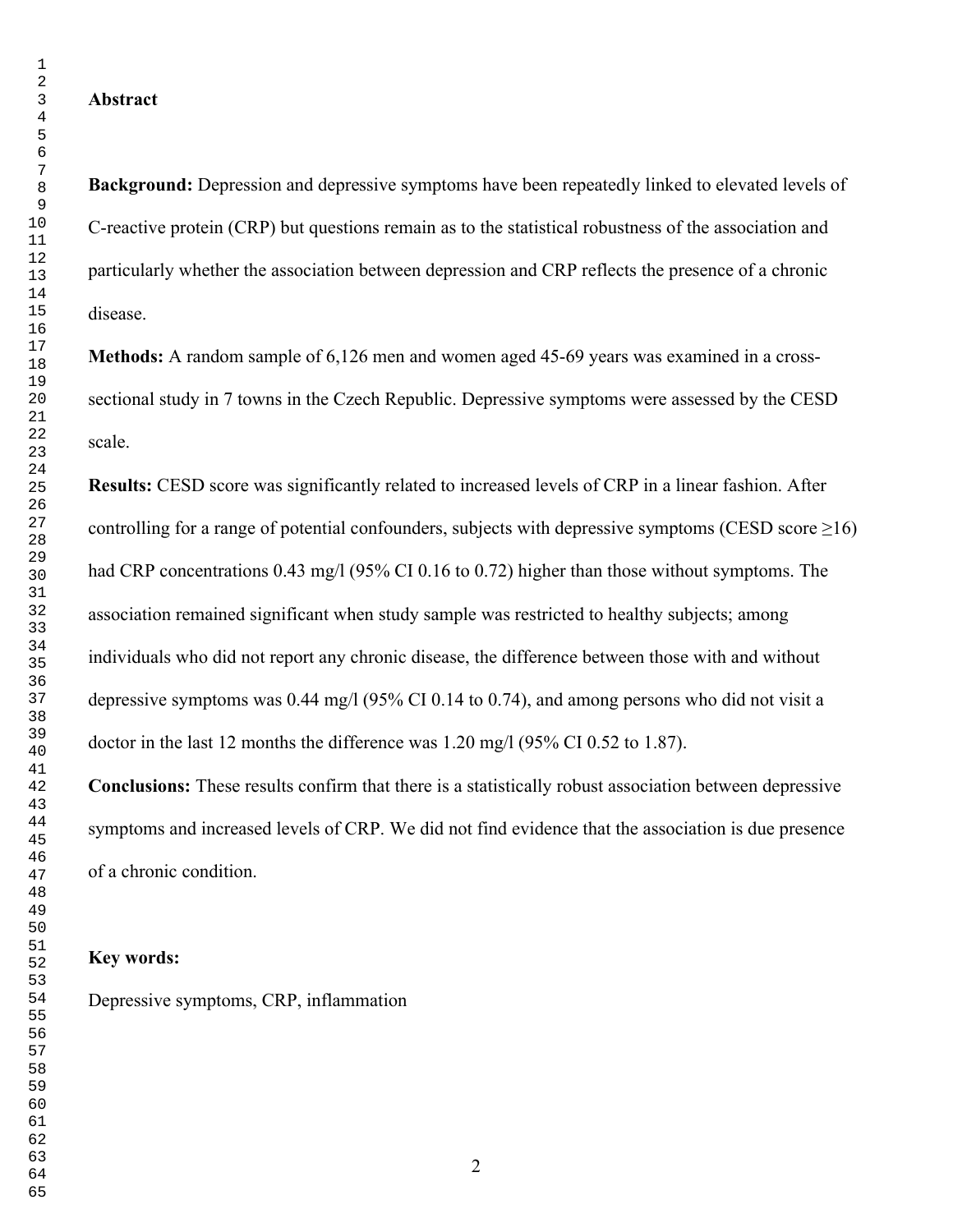## Abstract

**Background:** Depression and depressive symptoms have been repeatedly linked to elevated levels of C-reactive protein (CRP) but questions remain as to the statistical robustness of the association and particularly whether the association between depression and CRP reflects the presence of a chronic disease.

**Methods:** A random sample of 6,126 men and women aged 45-69 years was examined in a cross-sectional study in 7 towns in the Czech Republic. Depressive symptoms were assessed by the CESD scale.

**Results:** CESD score was significantly related to increased levels of CRP in a linear fashion. After controlling for a range of potential confounders, subjects with depressive symptoms (CESD score ≥16) had CRP concentrations 0.43 mg/l (95% CI 0.16 to 0.72) higher than those without symptoms. The association remained significant when study sample was restricted to healthy subjects; among individuals who did not report any chronic disease, the difference between those with and without depressive symptoms was 0.44 mg/l (95% CI 0.14 to 0.74), and among persons who did not visit a doctor in the last 12 months the difference was 1.20 mg/l (95% CI 0.52 to 1.87).

**Conclusions:** These results confirm that there is a statistically robust association between depressive symptoms and increased levels of CRP. We did not find evidence that the association is due presence of a chronic condition.

**Key words:**

Depressive symptoms, CRP, inflammation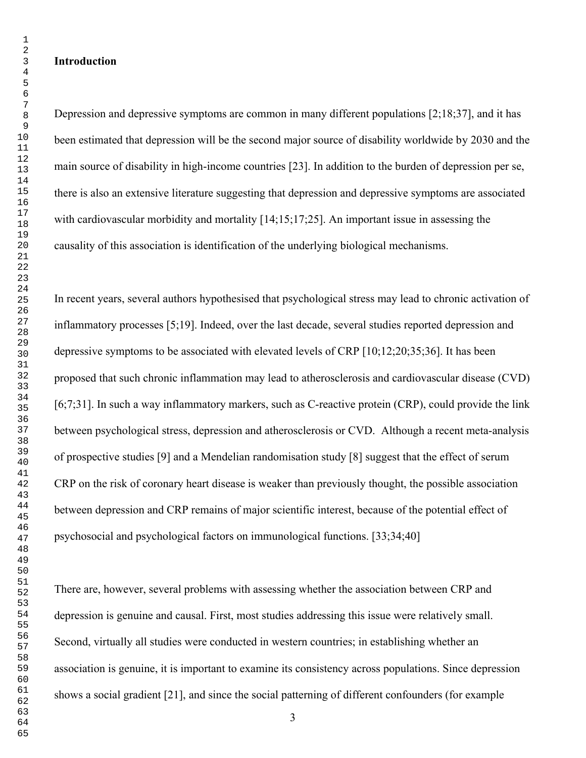## Introduction

Depression and depressive symptoms are common in many different populations [2;18;37], and it has been estimated that depression will be the second major source of disability worldwide by 2030 and the main source of disability in high-income countries [23]. In addition to the burden of depression per se, there is also an extensive literature suggesting that depression and depressive symptoms are associated with cardiovascular morbidity and mortality [14;15;17;25]. An important issue in assessing the causality of this association is identification of the underlying biological mechanisms.

In recent years, several authors hypothesised that psychological stress may lead to chronic activation of inflammatory processes [5;19]. Indeed, over the last decade, several studies reported depression and depressive symptoms to be associated with elevated levels of CRP [10;12;20;35;36]. It has been proposed that such chronic inflammation may lead to atherosclerosis and cardiovascular disease (CVD) [6;7;31]. In such a way inflammatory markers, such as C-reactive protein (CRP), could provide the link between psychological stress, depression and atherosclerosis or CVD. Although a recent meta-analysis of prospective studies [9] and a Mendelian randomisation study [8] suggest that the effect of serum CRP on the risk of coronary heart disease is weaker than previously thought, the possible association between depression and CRP remains of major scientific interest, because of the potential effect of psychosocial and psychological factors on immunological functions. [33;34;40]

There are, however, several problems with assessing whether the association between CRP and depression is genuine and causal. First, most studies addressing this issue were relatively small. Second, virtually all studies were conducted in western countries; in establishing whether an association is genuine, it is important to examine its consistency across populations. Since depression shows a social gradient [21], and since the social patterning of different confounders (for example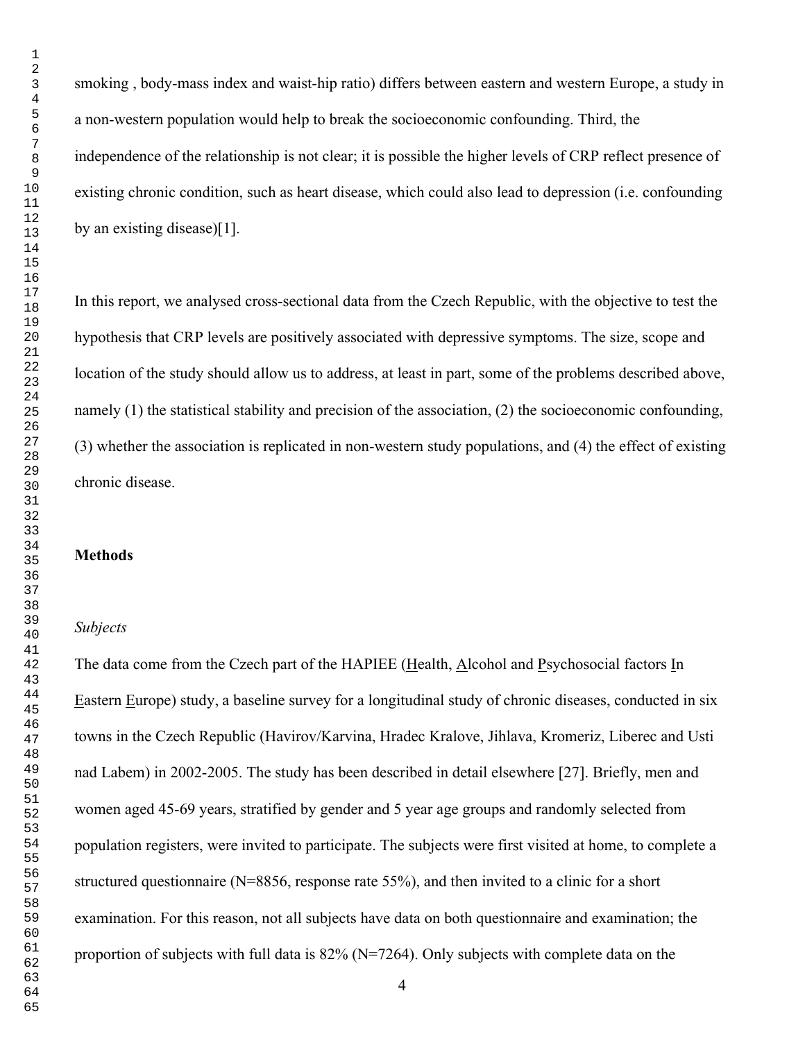smoking , body-mass index and waist-hip ratio) differs between eastern and western Europe, a study in a non-western population would help to break the socioeconomic confounding. Third, the independence of the relationship is not clear; it is possible the higher levels of CRP reflect presence of existing chronic condition, such as heart disease, which could also lead to depression (i.e. confounding by an existing disease)[1].

In this report, we analysed cross-sectional data from the Czech Republic, with the objective to test the hypothesis that CRP levels are positively associated with depressive symptoms. The size, scope and location of the study should allow us to address, at least in part, some of the problems described above, namely (1) the statistical stability and precision of the association, (2) the socioeconomic confounding, (3) whether the association is replicated in non-western study populations, and (4) the effect of existing chronic disease.

## Methods

### *Subjects*

The data come from the Czech part of the HAPIEE (Health, Alcohol and Psychosocial factors In Eastern Europe) study, a baseline survey for a longitudinal study of chronic diseases, conducted in six towns in the Czech Republic (Havirov/Karvina, Hradec Kralove, Jihlava, Kromeriz, Liberec and Usti nad Labem) in 2002-2005. The study has been described in detail elsewhere [27]. Briefly, men and women aged 45-69 years, stratified by gender and 5 year age groups and randomly selected from population registers, were invited to participate. The subjects were first visited at home, to complete a structured questionnaire (N=8856, response rate 55%), and then invited to a clinic for a short examination. For this reason, not all subjects have data on both questionnaire and examination; the proportion of subjects with full data is 82% (N=7264). Only subjects with complete data on the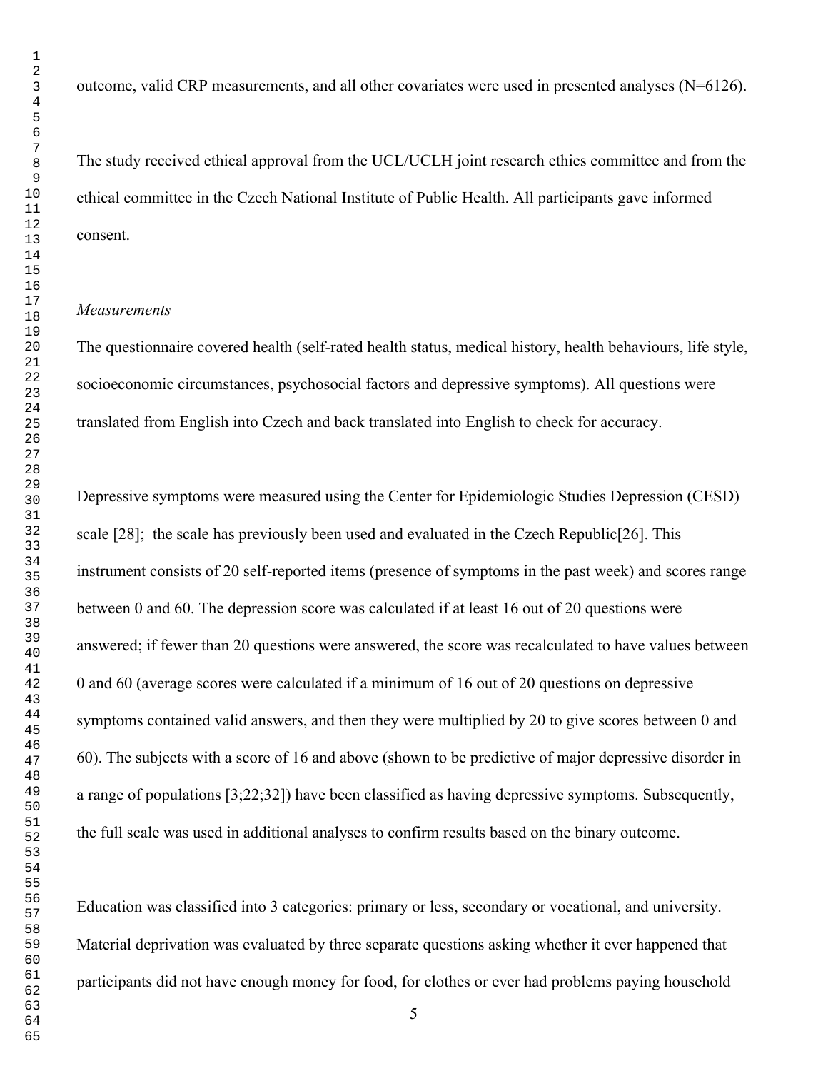outcome, valid CRP measurements, and all other covariates were used in presented analyses (N=6126).

The study received ethical approval from the UCL/UCLH joint research ethics committee and from the ethical committee in the Czech National Institute of Public Health. All participants gave informed consent.

*Measurements*

The questionnaire covered health (self-rated health status, medical history, health behaviours, life style, socioeconomic circumstances, psychosocial factors and depressive symptoms). All questions were translated from English into Czech and back translated into English to check for accuracy.

Depressive symptoms were measured using the Center for Epidemiologic Studies Depression (CESD) scale [28]; the scale has previously been used and evaluated in the Czech Republic[26]. This instrument consists of 20 self-reported items (presence of symptoms in the past week) and scores range between 0 and 60. The depression score was calculated if at least 16 out of 20 questions were answered; if fewer than 20 questions were answered, the score was recalculated to have values between 0 and 60 (average scores were calculated if a minimum of 16 out of 20 questions on depressive symptoms contained valid answers, and then they were multiplied by 20 to give scores between 0 and 60). The subjects with a score of 16 and above (shown to be predictive of major depressive disorder in a range of populations [3;22;32]) have been classified as having depressive symptoms. Subsequently, the full scale was used in additional analyses to confirm results based on the binary outcome.

Education was classified into 3 categories: primary or less, secondary or vocational, and university. Material deprivation was evaluated by three separate questions asking whether it ever happened that participants did not have enough money for food, for clothes or ever had problems paying household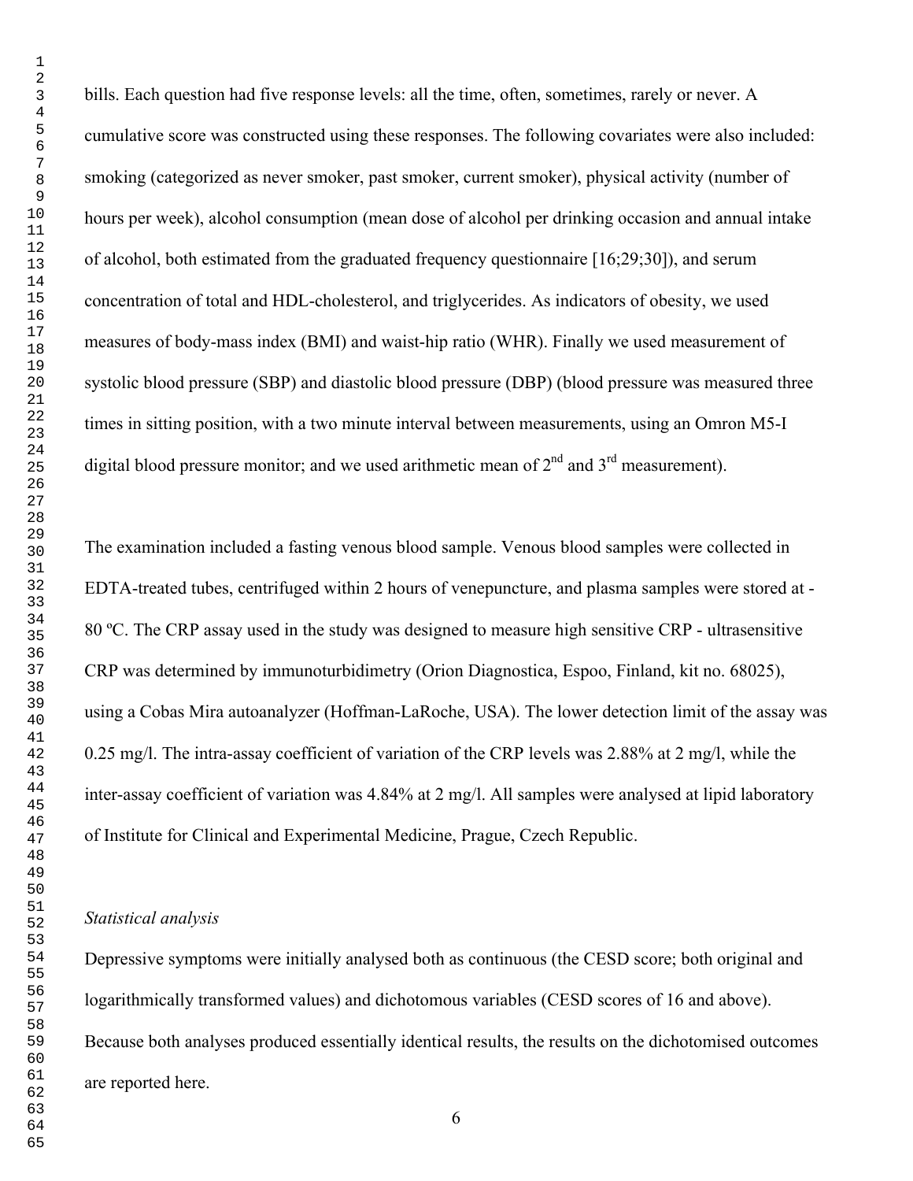bills. Each question had five response levels: all the time, often, sometimes, rarely or never. A cumulative score was constructed using these responses. The following covariates were also included: smoking (categorized as never smoker, past smoker, current smoker), physical activity (number of hours per week), alcohol consumption (mean dose of alcohol per drinking occasion and annual intake of alcohol, both estimated from the graduated frequency questionnaire [16;29;30]), and serum concentration of total and HDL-cholesterol, and triglycerides. As indicators of obesity, we used measures of body-mass index (BMI) and waist-hip ratio (WHR). Finally we used measurement of systolic blood pressure (SBP) and diastolic blood pressure (DBP) (blood pressure was measured three times in sitting position, with a two minute interval between measurements, using an Omron M5-I digital blood pressure monitor; and we used arithmetic mean of 2$^{nd}$ and 3$^{rd}$ measurement).

The examination included a fasting venous blood sample. Venous blood samples were collected in EDTA-treated tubes, centrifuged within 2 hours of venepuncture, and plasma samples were stored at -80 ºC. The CRP assay used in the study was designed to measure high sensitive CRP - ultrasensitive CRP was determined by immunoturbidimetry (Orion Diagnostica, Espoo, Finland, kit no. 68025), using a Cobas Mira autoanalyzer (Hoffman-LaRoche, USA). The lower detection limit of the assay was 0.25 mg/l. The intra-assay coefficient of variation of the CRP levels was 2.88% at 2 mg/l, while the inter-assay coefficient of variation was 4.84% at 2 mg/l. All samples were analysed at lipid laboratory of Institute for Clinical and Experimental Medicine, Prague, Czech Republic.

*Statistical analysis*

Depressive symptoms were initially analysed both as continuous (the CESD score; both original and logarithmically transformed values) and dichotomous variables (CESD scores of 16 and above). Because both analyses produced essentially identical results, the results on the dichotomised outcomes are reported here.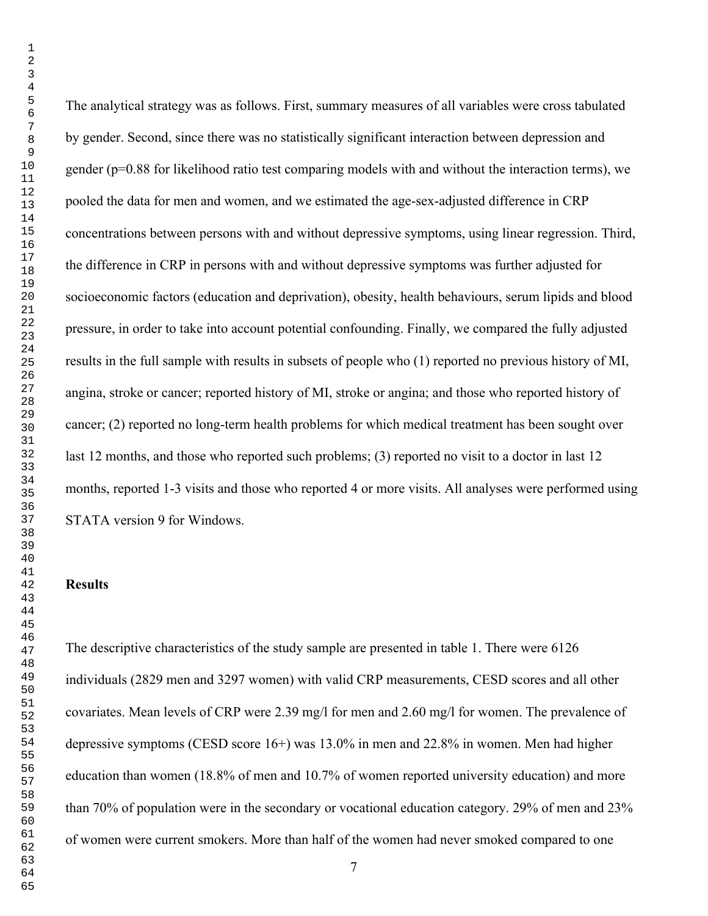The analytical strategy was as follows. First, summary measures of all variables were cross tabulated by gender. Second, since there was no statistically significant interaction between depression and gender ($p=0.88$ for likelihood ratio test comparing models with and without the interaction terms), we pooled the data for men and women, and we estimated the age-sex-adjusted difference in CRP concentrations between persons with and without depressive symptoms, using linear regression. Third, the difference in CRP in persons with and without depressive symptoms was further adjusted for socioeconomic factors (education and deprivation), obesity, health behaviours, serum lipids and blood pressure, in order to take into account potential confounding. Finally, we compared the fully adjusted results in the full sample with results in subsets of people who (1) reported no previous history of MI, angina, stroke or cancer; reported history of MI, stroke or angina; and those who reported history of cancer; (2) reported no long-term health problems for which medical treatment has been sought over last 12 months, and those who reported such problems; (3) reported no visit to a doctor in last 12 months, reported 1-3 visits and those who reported 4 or more visits. All analyses were performed using STATA version 9 for Windows.

## Results

The descriptive characteristics of the study sample are presented in table 1. There were 6126 individuals (2829 men and 3297 women) with valid CRP measurements, CESD scores and all other covariates. Mean levels of CRP were 2.39 mg/l for men and 2.60 mg/l for women. The prevalence of depressive symptoms (CESD score 16+) was 13.0% in men and 22.8% in women. Men had higher education than women (18.8% of men and 10.7% of women reported university education) and more than 70% of population were in the secondary or vocational education category. 29% of men and 23% of women were current smokers. More than half of the women had never smoked compared to one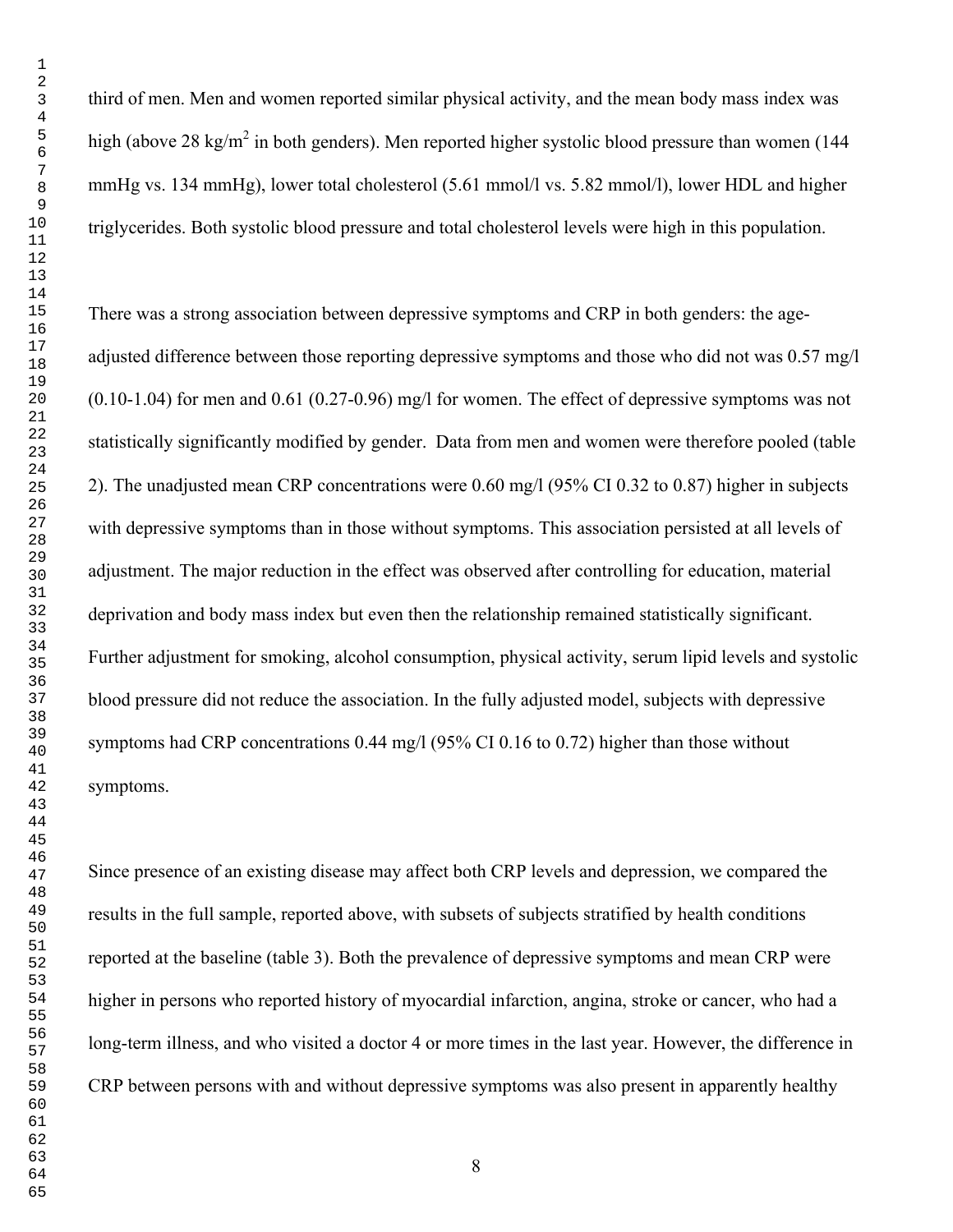third of men. Men and women reported similar physical activity, and the mean body mass index was high (above 28 kg/m$^2$ in both genders). Men reported higher systolic blood pressure than women (144 mmHg vs. 134 mmHg), lower total cholesterol (5.61 mmol/l vs. 5.82 mmol/l), lower HDL and higher triglycerides. Both systolic blood pressure and total cholesterol levels were high in this population.

There was a strong association between depressive symptoms and CRP in both genders: the age-adjusted difference between those reporting depressive symptoms and those who did not was 0.57 mg/l (0.10-1.04) for men and 0.61 (0.27-0.96) mg/l for women. The effect of depressive symptoms was not statistically significantly modified by gender. Data from men and women were therefore pooled (table 2). The unadjusted mean CRP concentrations were 0.60 mg/l (95% CI 0.32 to 0.87) higher in subjects with depressive symptoms than in those without symptoms. This association persisted at all levels of adjustment. The major reduction in the effect was observed after controlling for education, material deprivation and body mass index but even then the relationship remained statistically significant. Further adjustment for smoking, alcohol consumption, physical activity, serum lipid levels and systolic blood pressure did not reduce the association. In the fully adjusted model, subjects with depressive symptoms had CRP concentrations 0.44 mg/l (95% CI 0.16 to 0.72) higher than those without symptoms.

Since presence of an existing disease may affect both CRP levels and depression, we compared the results in the full sample, reported above, with subsets of subjects stratified by health conditions reported at the baseline (table 3). Both the prevalence of depressive symptoms and mean CRP were higher in persons who reported history of myocardial infarction, angina, stroke or cancer, who had a long-term illness, and who visited a doctor 4 or more times in the last year. However, the difference in CRP between persons with and without depressive symptoms was also present in apparently healthy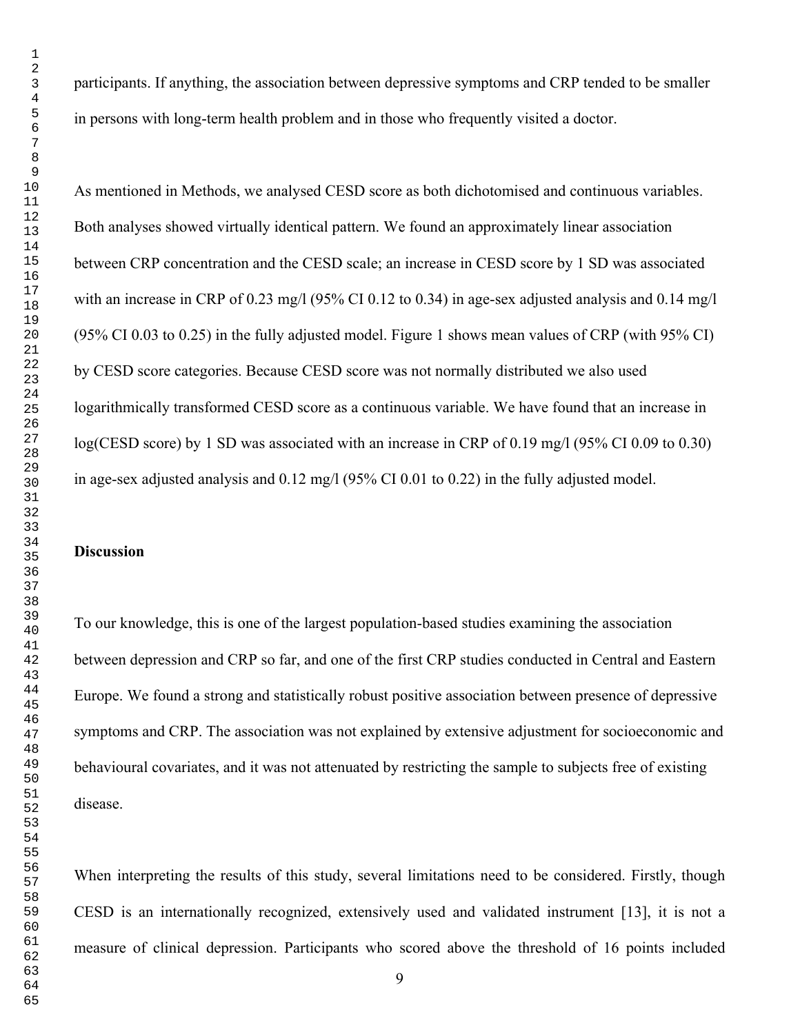participants. If anything, the association between depressive symptoms and CRP tended to be smaller in persons with long-term health problem and in those who frequently visited a doctor.

As mentioned in Methods, we analysed CESD score as both dichotomised and continuous variables. Both analyses showed virtually identical pattern. We found an approximately linear association between CRP concentration and the CESD scale; an increase in CESD score by 1 SD was associated with an increase in CRP of 0.23 mg/l (95% CI 0.12 to 0.34) in age-sex adjusted analysis and 0.14 mg/l (95% CI 0.03 to 0.25) in the fully adjusted model. Figure 1 shows mean values of CRP (with 95% CI) by CESD score categories. Because CESD score was not normally distributed we also used logarithmically transformed CESD score as a continuous variable. We have found that an increase in log(CESD score) by 1 SD was associated with an increase in CRP of 0.19 mg/l (95% CI 0.09 to 0.30) in age-sex adjusted analysis and 0.12 mg/l (95% CI 0.01 to 0.22) in the fully adjusted model.

## Discussion

To our knowledge, this is one of the largest population-based studies examining the association between depression and CRP so far, and one of the first CRP studies conducted in Central and Eastern Europe. We found a strong and statistically robust positive association between presence of depressive symptoms and CRP. The association was not explained by extensive adjustment for socioeconomic and behavioural covariates, and it was not attenuated by restricting the sample to subjects free of existing disease.

When interpreting the results of this study, several limitations need to be considered. Firstly, though CESD is an internationally recognized, extensively used and validated instrument [13], it is not a measure of clinical depression. Participants who scored above the threshold of 16 points included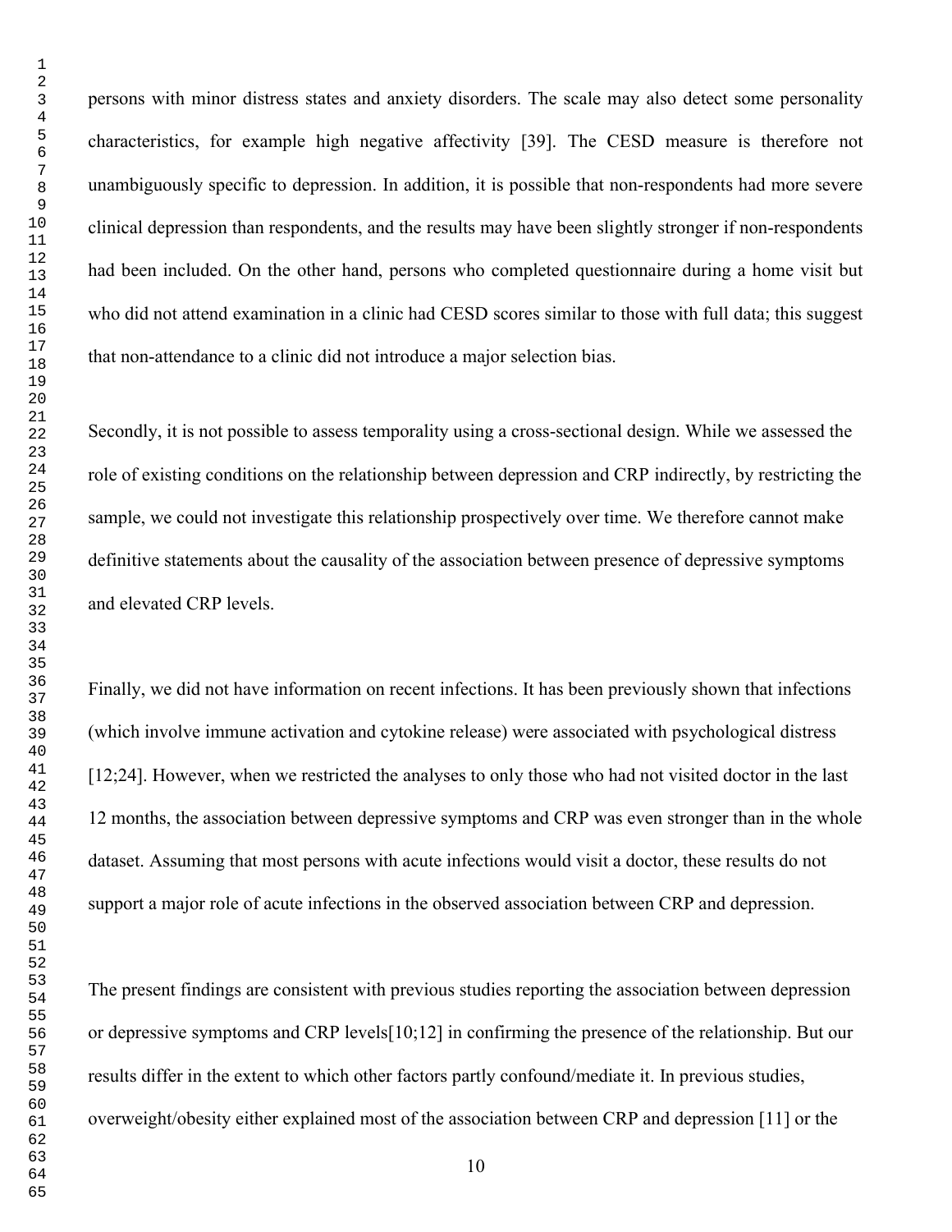persons with minor distress states and anxiety disorders. The scale may also detect some personality characteristics, for example high negative affectivity [39]. The CESD measure is therefore not unambiguously specific to depression. In addition, it is possible that non-respondents had more severe clinical depression than respondents, and the results may have been slightly stronger if non-respondents had been included. On the other hand, persons who completed questionnaire during a home visit but who did not attend examination in a clinic had CESD scores similar to those with full data; this suggest that non-attendance to a clinic did not introduce a major selection bias.

Secondly, it is not possible to assess temporality using a cross-sectional design. While we assessed the role of existing conditions on the relationship between depression and CRP indirectly, by restricting the sample, we could not investigate this relationship prospectively over time. We therefore cannot make definitive statements about the causality of the association between presence of depressive symptoms and elevated CRP levels.

Finally, we did not have information on recent infections. It has been previously shown that infections (which involve immune activation and cytokine release) were associated with psychological distress [12;24]. However, when we restricted the analyses to only those who had not visited doctor in the last 12 months, the association between depressive symptoms and CRP was even stronger than in the whole dataset. Assuming that most persons with acute infections would visit a doctor, these results do not support a major role of acute infections in the observed association between CRP and depression.

The present findings are consistent with previous studies reporting the association between depression or depressive symptoms and CRP levels[10;12] in confirming the presence of the relationship. But our results differ in the extent to which other factors partly confound/mediate it. In previous studies, overweight/obesity either explained most of the association between CRP and depression [11] or the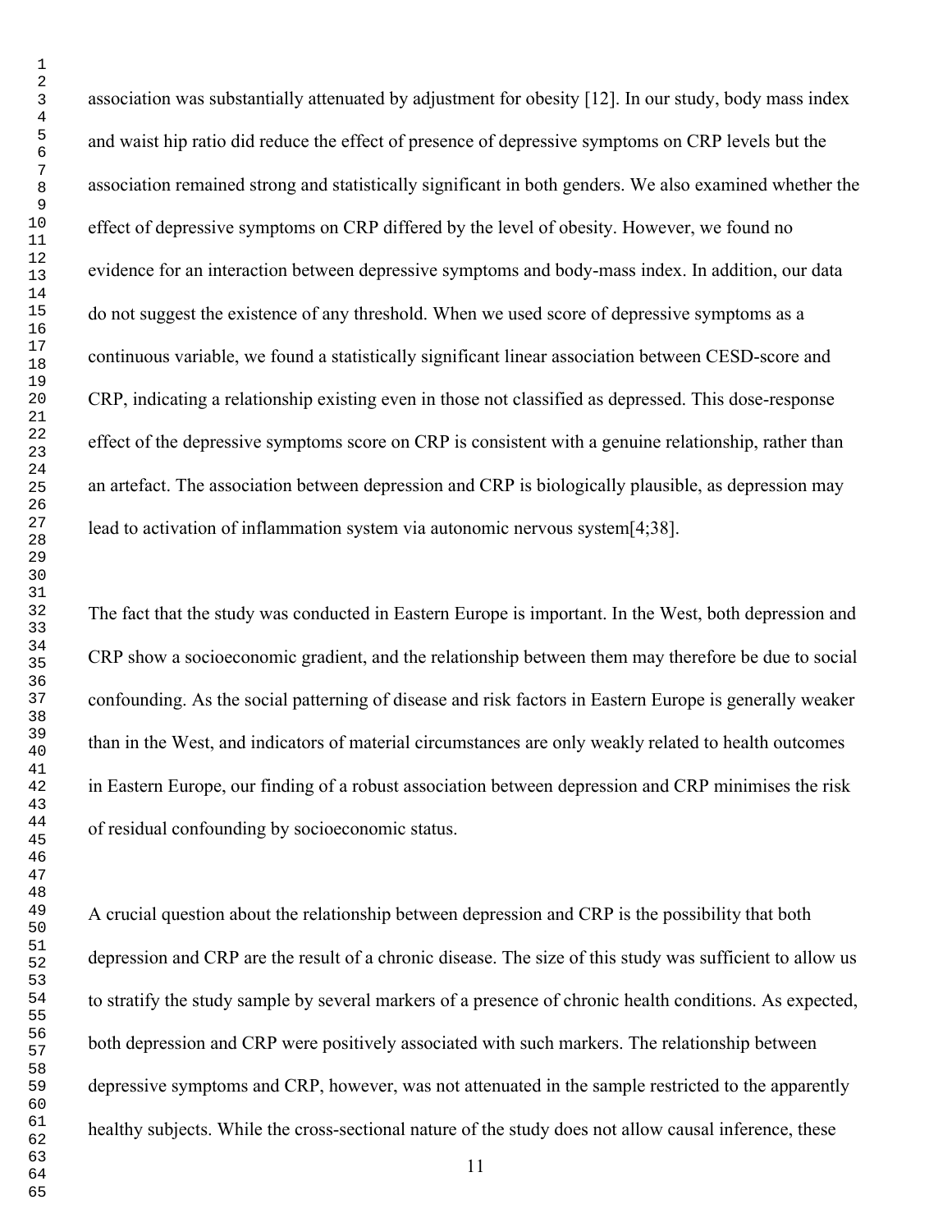association was substantially attenuated by adjustment for obesity [12]. In our study, body mass index and waist hip ratio did reduce the effect of presence of depressive symptoms on CRP levels but the association remained strong and statistically significant in both genders. We also examined whether the effect of depressive symptoms on CRP differed by the level of obesity. However, we found no evidence for an interaction between depressive symptoms and body-mass index. In addition, our data do not suggest the existence of any threshold. When we used score of depressive symptoms as a continuous variable, we found a statistically significant linear association between CESD-score and CRP, indicating a relationship existing even in those not classified as depressed. This dose-response effect of the depressive symptoms score on CRP is consistent with a genuine relationship, rather than an artefact. The association between depression and CRP is biologically plausible, as depression may lead to activation of inflammation system via autonomic nervous system[4;38].

The fact that the study was conducted in Eastern Europe is important. In the West, both depression and CRP show a socioeconomic gradient, and the relationship between them may therefore be due to social confounding. As the social patterning of disease and risk factors in Eastern Europe is generally weaker than in the West, and indicators of material circumstances are only weakly related to health outcomes in Eastern Europe, our finding of a robust association between depression and CRP minimises the risk of residual confounding by socioeconomic status.

A crucial question about the relationship between depression and CRP is the possibility that both depression and CRP are the result of a chronic disease. The size of this study was sufficient to allow us to stratify the study sample by several markers of a presence of chronic health conditions. As expected, both depression and CRP were positively associated with such markers. The relationship between depressive symptoms and CRP, however, was not attenuated in the sample restricted to the apparently healthy subjects. While the cross-sectional nature of the study does not allow causal inference, these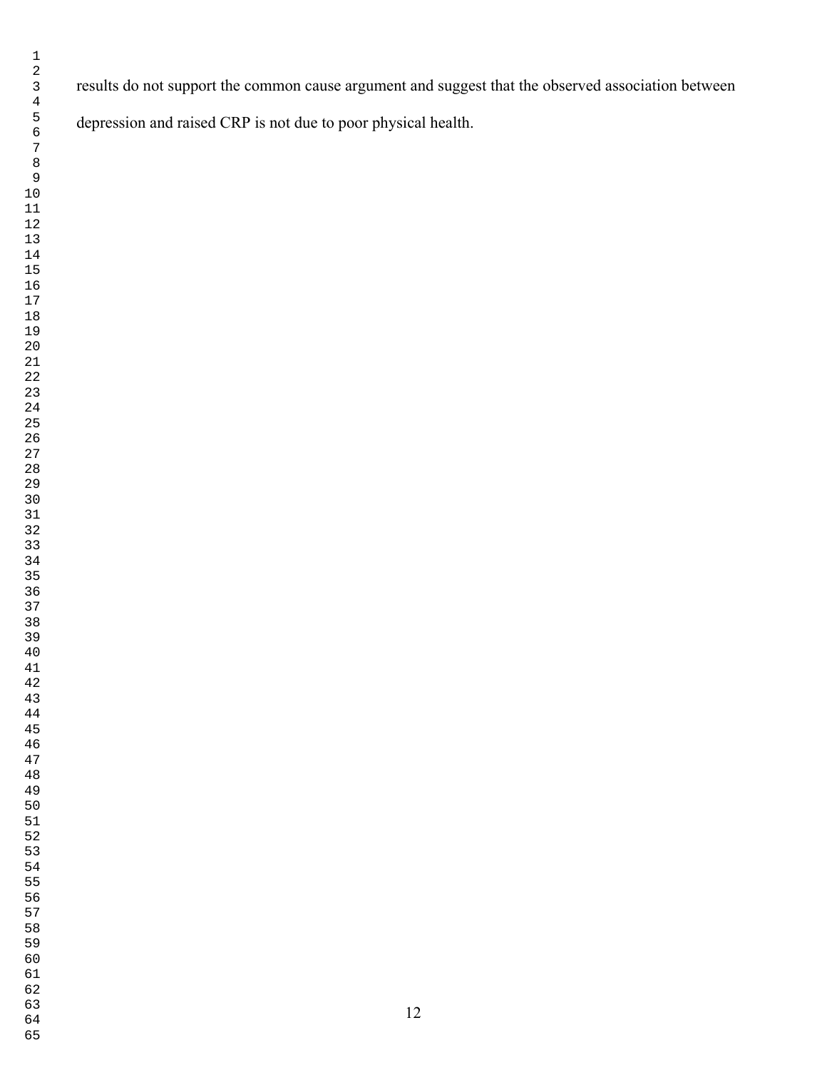results do not support the common cause argument and suggest that the observed association between depression and raised CRP is not due to poor physical health.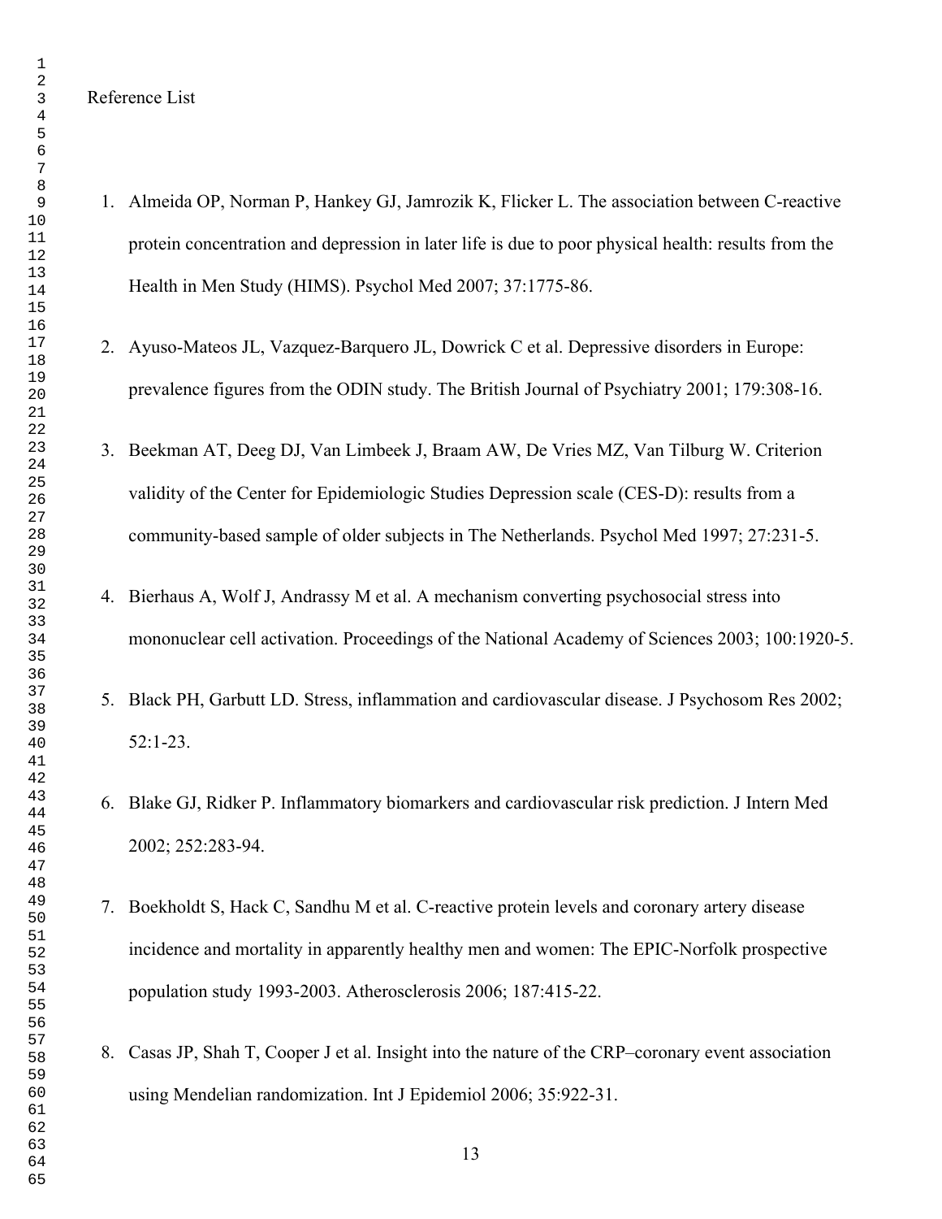Reference List

1. Almeida OP, Norman P, Hankey GJ, Jamrozik K, Flicker L. The association between C-reactive protein concentration and depression in later life is due to poor physical health: results from the Health in Men Study (HIMS). Psychol Med 2007; 37:1775-86.

2. Ayuso-Mateos JL, Vazquez-Barquero JL, Dowrick C et al. Depressive disorders in Europe: prevalence figures from the ODIN study. The British Journal of Psychiatry 2001; 179:308-16.

3. Beekman AT, Deeg DJ, Van Limbeek J, Braam AW, De Vries MZ, Van Tilburg W. Criterion validity of the Center for Epidemiologic Studies Depression scale (CES-D): results from a community-based sample of older subjects in The Netherlands. Psychol Med 1997; 27:231-5.

4. Bierhaus A, Wolf J, Andrassy M et al. A mechanism converting psychosocial stress into mononuclear cell activation. Proceedings of the National Academy of Sciences 2003; 100:1920-5.

5. Black PH, Garbutt LD. Stress, inflammation and cardiovascular disease. J Psychosom Res 2002; 52:1-23.

6. Blake GJ, Ridker P. Inflammatory biomarkers and cardiovascular risk prediction. J Intern Med 2002; 252:283-94.

7. Boekholdt S, Hack C, Sandhu M et al. C-reactive protein levels and coronary artery disease incidence and mortality in apparently healthy men and women: The EPIC-Norfolk prospective population study 1993-2003. Atherosclerosis 2006; 187:415-22.

8. Casas JP, Shah T, Cooper J et al. Insight into the nature of the CRP–coronary event association using Mendelian randomization. Int J Epidemiol 2006; 35:922-31.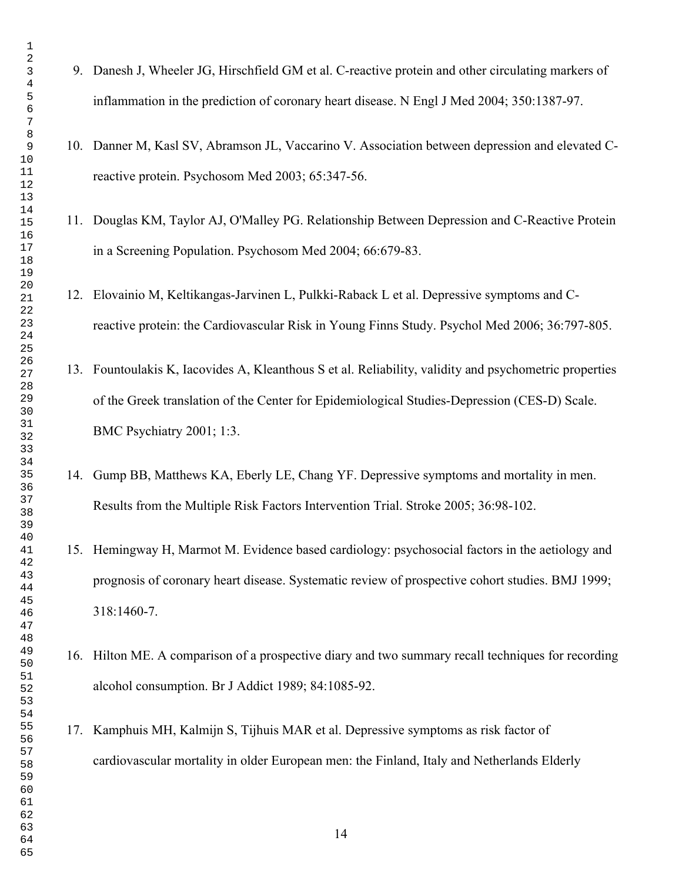9. Danesh J, Wheeler JG, Hirschfield GM et al. C-reactive protein and other circulating markers of inflammation in the prediction of coronary heart disease. N Engl J Med 2004; 350:1387-97.

10. Danner M, Kasl SV, Abramson JL, Vaccarino V. Association between depression and elevated C-reactive protein. Psychosom Med 2003; 65:347-56.

11. Douglas KM, Taylor AJ, O'Malley PG. Relationship Between Depression and C-Reactive Protein in a Screening Population. Psychosom Med 2004; 66:679-83.

12. Elovainio M, Keltikangas-Jarvinen L, Pulkki-Raback L et al. Depressive symptoms and C-reactive protein: the Cardiovascular Risk in Young Finns Study. Psychol Med 2006; 36:797-805.

13. Fountoulakis K, Iacovides A, Kleanthous S et al. Reliability, validity and psychometric properties of the Greek translation of the Center for Epidemiological Studies-Depression (CES-D) Scale. BMC Psychiatry 2001; 1:3.

14. Gump BB, Matthews KA, Eberly LE, Chang YF. Depressive symptoms and mortality in men. Results from the Multiple Risk Factors Intervention Trial. Stroke 2005; 36:98-102.

15. Hemingway H, Marmot M. Evidence based cardiology: psychosocial factors in the aetiology and prognosis of coronary heart disease. Systematic review of prospective cohort studies. BMJ 1999; 318:1460-7.

16. Hilton ME. A comparison of a prospective diary and two summary recall techniques for recording alcohol consumption. Br J Addict 1989; 84:1085-92.

17. Kamphuis MH, Kalmijn S, Tijhuis MAR et al. Depressive symptoms as risk factor of cardiovascular mortality in older European men: the Finland, Italy and Netherlands Elderly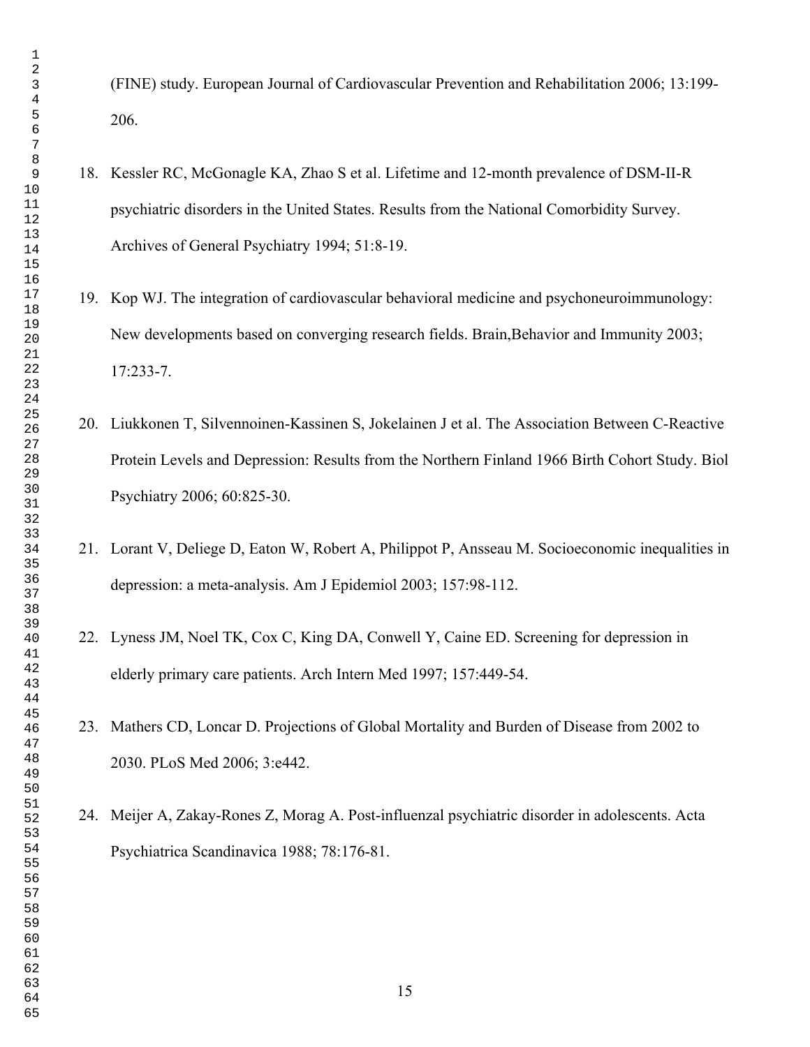(FINE) study. European Journal of Cardiovascular Prevention and Rehabilitation 2006; 13:199-206.

18. Kessler RC, McGonagle KA, Zhao S et al. Lifetime and 12-month prevalence of DSM-II-R psychiatric disorders in the United States. Results from the National Comorbidity Survey. Archives of General Psychiatry 1994; 51:8-19.

19. Kop WJ. The integration of cardiovascular behavioral medicine and psychoneuroimmunology: New developments based on converging research fields. Brain,Behavior and Immunity 2003; 17:233-7.

20. Liukkonen T, Silvennoinen-Kassinen S, Jokelainen J et al. The Association Between C-Reactive Protein Levels and Depression: Results from the Northern Finland 1966 Birth Cohort Study. Biol Psychiatry 2006; 60:825-30.

21. Lorant V, Deliege D, Eaton W, Robert A, Philippot P, Ansseau M. Socioeconomic inequalities in depression: a meta-analysis. Am J Epidemiol 2003; 157:98-112.

22. Lyness JM, Noel TK, Cox C, King DA, Conwell Y, Caine ED. Screening for depression in elderly primary care patients. Arch Intern Med 1997; 157:449-54.

23. Mathers CD, Loncar D. Projections of Global Mortality and Burden of Disease from 2002 to 2030. PLoS Med 2006; 3:e442.

24. Meijer A, Zakay-Rones Z, Morag A. Post-influenzal psychiatric disorder in adolescents. Acta Psychiatrica Scandinavica 1988; 78:176-81.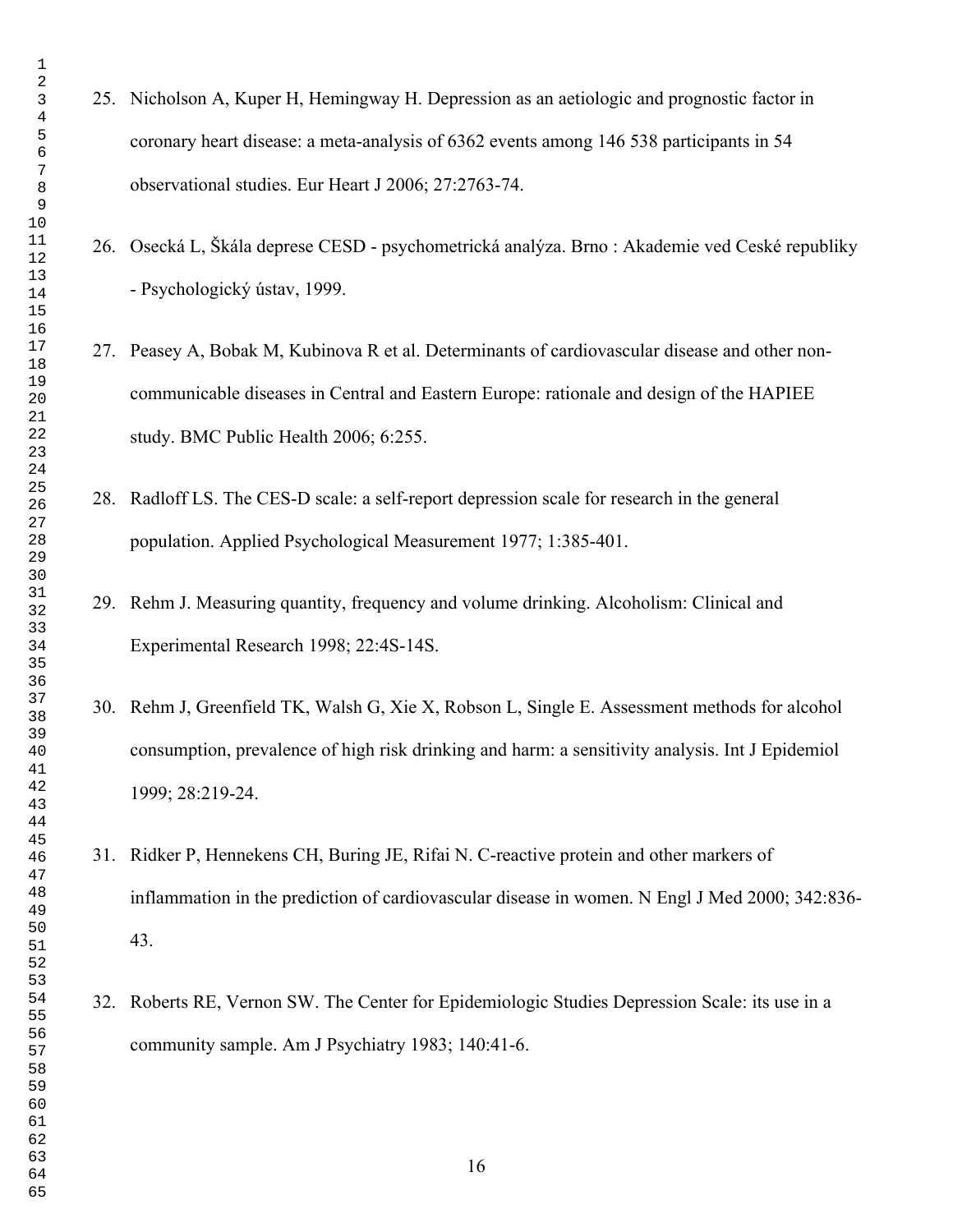25. Nicholson A, Kuper H, Hemingway H. Depression as an aetiologic and prognostic factor in coronary heart disease: a meta-analysis of 6362 events among 146 538 participants in 54 observational studies. Eur Heart J 2006; 27:2763-74.

26. Osecká L, Škála deprese CESD - psychometrická analýza. Brno : Akademie ved Ceské republiky - Psychologický ústav, 1999.

27. Peasey A, Bobak M, Kubinova R et al. Determinants of cardiovascular disease and other non-communicable diseases in Central and Eastern Europe: rationale and design of the HAPIEE study. BMC Public Health 2006; 6:255.

28. Radloff LS. The CES-D scale: a self-report depression scale for research in the general population. Applied Psychological Measurement 1977; 1:385-401.

29. Rehm J. Measuring quantity, frequency and volume drinking. Alcoholism: Clinical and Experimental Research 1998; 22:4S-14S.

30. Rehm J, Greenfield TK, Walsh G, Xie X, Robson L, Single E. Assessment methods for alcohol consumption, prevalence of high risk drinking and harm: a sensitivity analysis. Int J Epidemiol 1999; 28:219-24.

31. Ridker P, Hennekens CH, Buring JE, Rifai N. C-reactive protein and other markers of inflammation in the prediction of cardiovascular disease in women. N Engl J Med 2000; 342:836-43.

32. Roberts RE, Vernon SW. The Center for Epidemiologic Studies Depression Scale: its use in a community sample. Am J Psychiatry 1983; 140:41-6.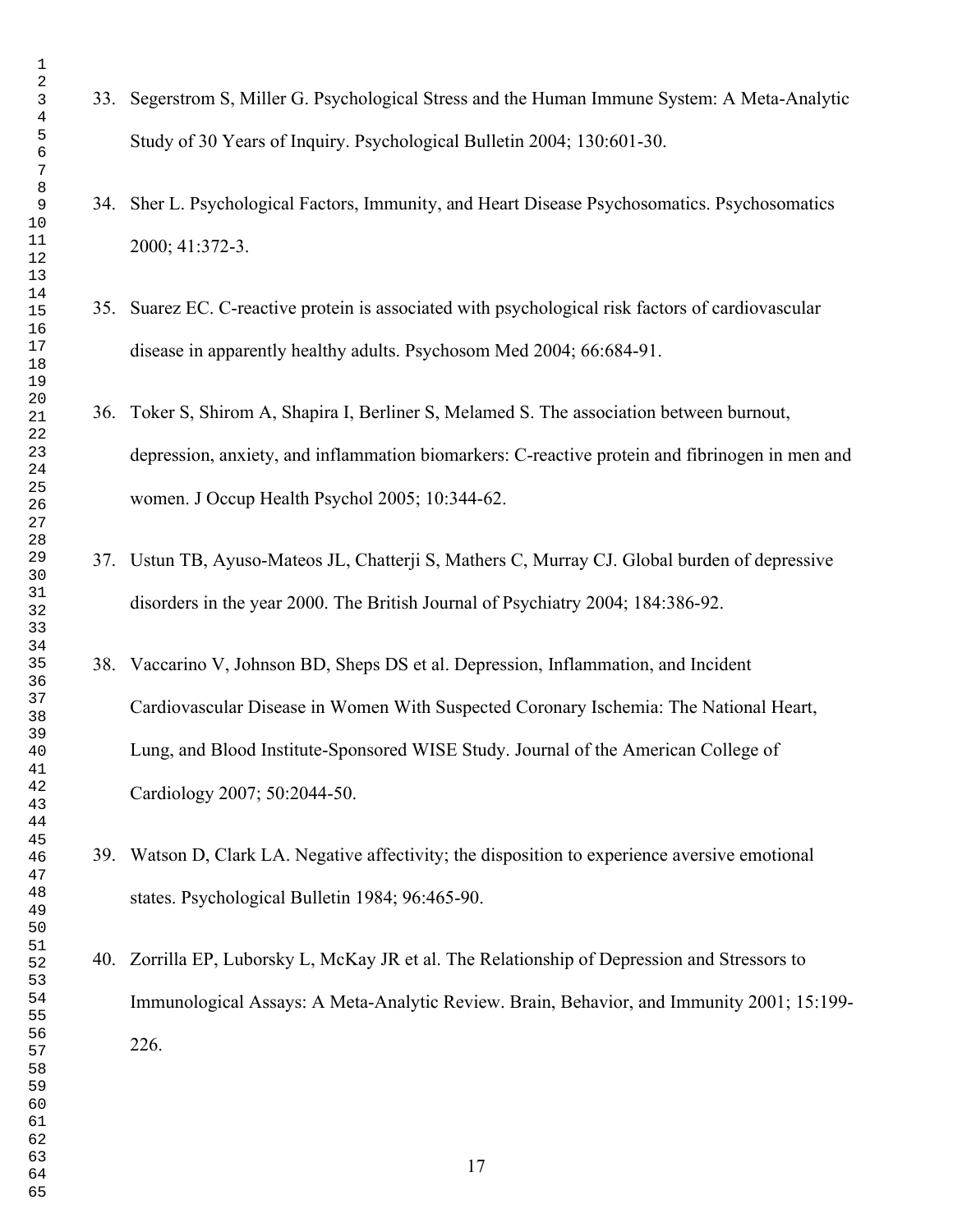33. Segerstrom S, Miller G. Psychological Stress and the Human Immune System: A Meta-Analytic Study of 30 Years of Inquiry. Psychological Bulletin 2004; 130:601-30.

34. Sher L. Psychological Factors, Immunity, and Heart Disease Psychosomatics. Psychosomatics 2000; 41:372-3.

35. Suarez EC. C-reactive protein is associated with psychological risk factors of cardiovascular disease in apparently healthy adults. Psychosom Med 2004; 66:684-91.

36. Toker S, Shirom A, Shapira I, Berliner S, Melamed S. The association between burnout, depression, anxiety, and inflammation biomarkers: C-reactive protein and fibrinogen in men and women. J Occup Health Psychol 2005; 10:344-62.

37. Ustun TB, Ayuso-Mateos JL, Chatterji S, Mathers C, Murray CJ. Global burden of depressive disorders in the year 2000. The British Journal of Psychiatry 2004; 184:386-92.

38. Vaccarino V, Johnson BD, Sheps DS et al. Depression, Inflammation, and Incident Cardiovascular Disease in Women With Suspected Coronary Ischemia: The National Heart, Lung, and Blood Institute-Sponsored WISE Study. Journal of the American College of Cardiology 2007; 50:2044-50.

39. Watson D, Clark LA. Negative affectivity; the disposition to experience aversive emotional states. Psychological Bulletin 1984; 96:465-90.

40. Zorrilla EP, Luborsky L, McKay JR et al. The Relationship of Depression and Stressors to Immunological Assays: A Meta-Analytic Review. Brain, Behavior, and Immunity 2001; 15:199-226.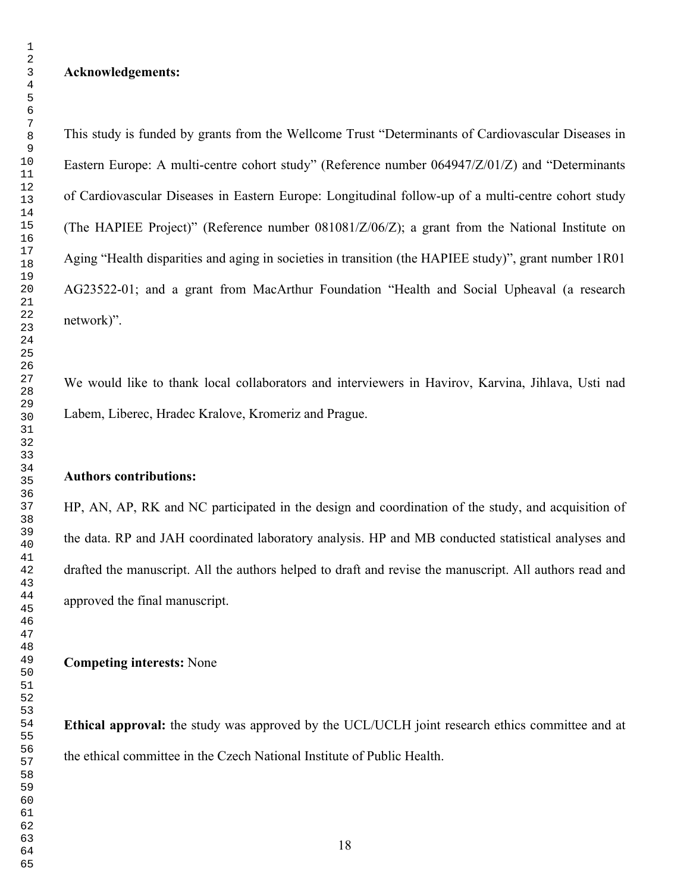**Acknowledgements:**

This study is funded by grants from the Wellcome Trust "Determinants of Cardiovascular Diseases in Eastern Europe: A multi-centre cohort study" (Reference number 064947/Z/01/Z) and "Determinants of Cardiovascular Diseases in Eastern Europe: Longitudinal follow-up of a multi-centre cohort study (The HAPIEE Project)" (Reference number 081081/Z/06/Z); a grant from the National Institute on Aging "Health disparities and aging in societies in transition (the HAPIEE study)", grant number 1R01 AG23522-01; and a grant from MacArthur Foundation "Health and Social Upheaval (a research network)".

We would like to thank local collaborators and interviewers in Havirov, Karvina, Jihlava, Usti nad Labem, Liberec, Hradec Kralove, Kromeriz and Prague.

**Authors contributions:**

HP, AN, AP, RK and NC participated in the design and coordination of the study, and acquisition of the data. RP and JAH coordinated laboratory analysis. HP and MB conducted statistical analyses and drafted the manuscript. All the authors helped to draft and revise the manuscript. All authors read and approved the final manuscript.

**Competing interests:** None

**Ethical approval:** the study was approved by the UCL/UCLH joint research ethics committee and at the ethical committee in the Czech National Institute of Public Health.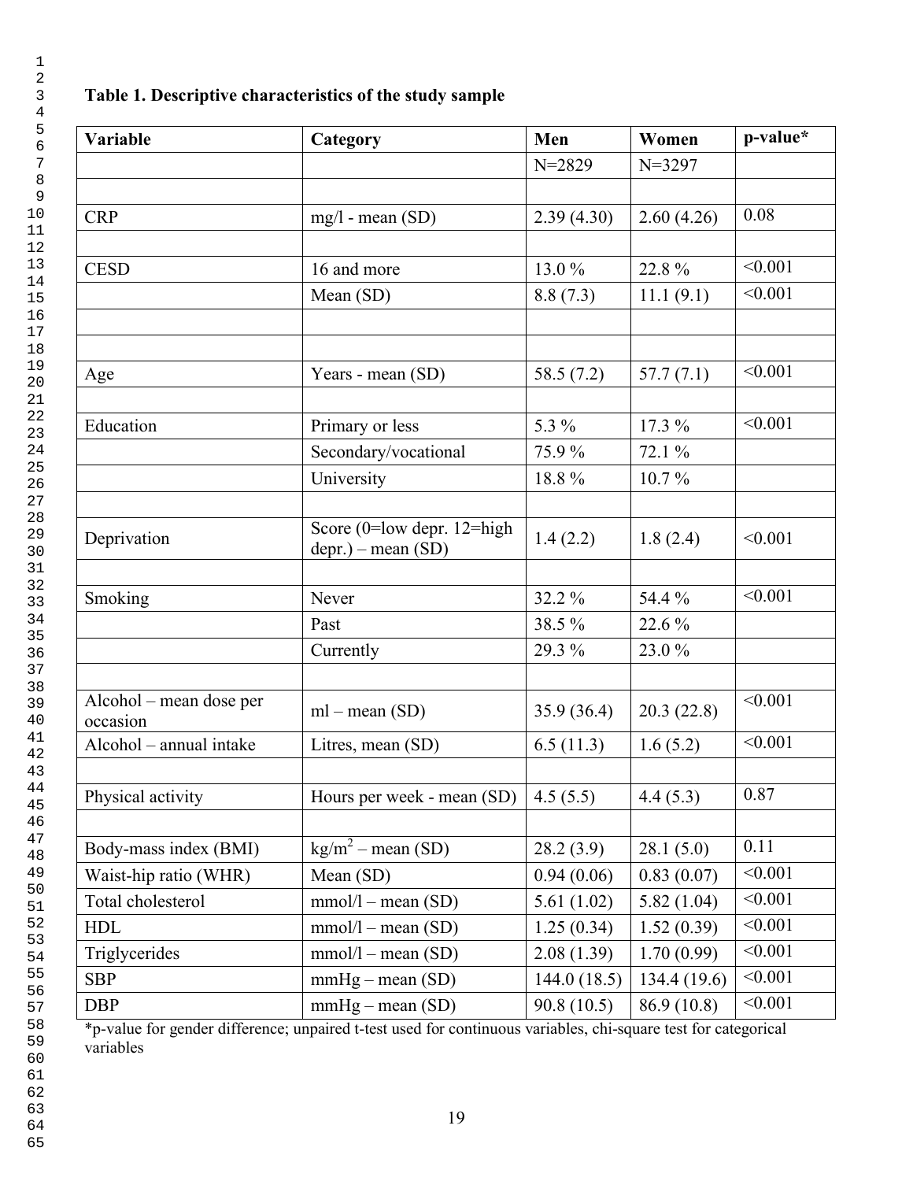**Table 1. Descriptive characteristics of the study sample**

| Variable | Category | Men | Women | p-value* |
|---|---|---|---|---|
| | | N=2829 | N=3297 | |
| | | | | |
| CRP | mg/l - mean (SD) | 2.39 (4.30) | 2.60 (4.26) | 0.08 |
| | | | | |
| CESD | 16 and more | 13.0 % | 22.8 % | <0.001 |
| | Mean (SD) | 8.8 (7.3) | 11.1 (9.1) | <0.001 |
| | | | | |
| | | | | |
| Age | Years - mean (SD) | 58.5 (7.2) | 57.7 (7.1) | <0.001 |
| | | | | |
| Education | Primary or less | 5.3 % | 17.3 % | <0.001 |
| | Secondary/vocational | 75.9 % | 72.1 % | |
| | University | 18.8 % | 10.7 % | |
| | | | | |
| Deprivation | Score (0=low depr. 12=high depr.) – mean (SD) | 1.4 (2.2) | 1.8 (2.4) | <0.001 |
| | | | | |
| Smoking | Never | 32.2 % | 54.4 % | <0.001 |
| | Past | 38.5 % | 22.6 % | |
| | Currently | 29.3 % | 23.0 % | |
| | | | | |
| Alcohol – mean dose per occasion | ml – mean (SD) | 35.9 (36.4) | 20.3 (22.8) | <0.001 |
| Alcohol – annual intake | Litres, mean (SD) | 6.5 (11.3) | 1.6 (5.2) | <0.001 |
| | | | | |
| Physical activity | Hours per week - mean (SD) | 4.5 (5.5) | 4.4 (5.3) | 0.87 |
| | | | | |
| Body-mass index (BMI) | $kg/m^2$ – mean (SD) | 28.2 (3.9) | 28.1 (5.0) | 0.11 |
| Waist-hip ratio (WHR) | Mean (SD) | 0.94 (0.06) | 0.83 (0.07) | <0.001 |
| Total cholesterol | mmol/l – mean (SD) | 5.61 (1.02) | 5.82 (1.04) | <0.001 |
| HDL | mmol/l – mean (SD) | 1.25 (0.34) | 1.52 (0.39) | <0.001 |
| Triglycerides | mmol/l – mean (SD) | 2.08 (1.39) | 1.70 (0.99) | <0.001 |
| SBP | mmHg – mean (SD) | 144.0 (18.5) | 134.4 (19.6) | <0.001 |
| DBP | mmHg – mean (SD) | 90.8 (10.5) | 86.9 (10.8) | <0.001 |

*p-value for gender difference; unpaired t-test used for continuous variables, chi-square test for categorical variables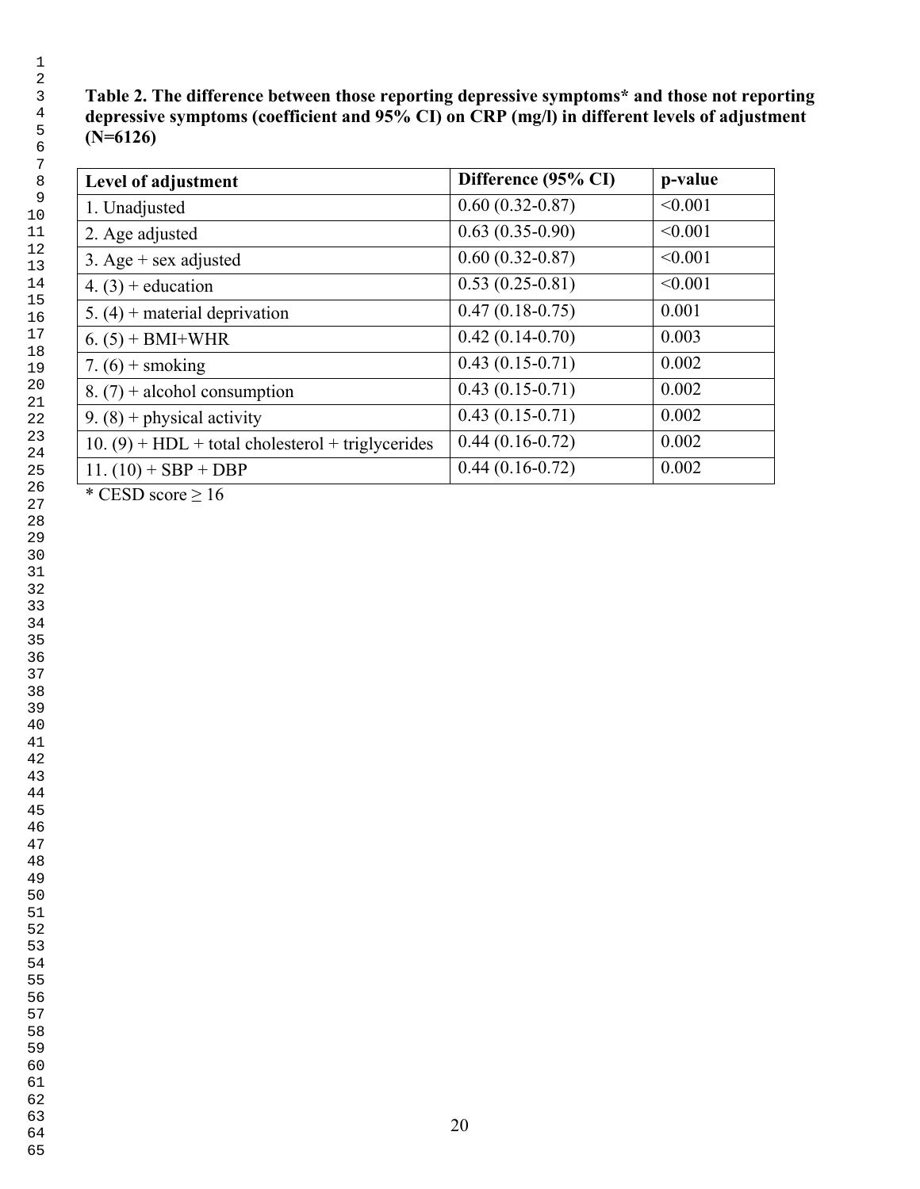**Table 2. The difference between those reporting depressive symptoms* and those not reporting depressive symptoms (coefficient and 95% CI) on CRP (mg/l) in different levels of adjustment (N=6126)**

| Level of adjustment | Difference (95% CI) | p-value |
|---|---|---|
| 1. Unadjusted | 0.60 (0.32-0.87) | <0.001 |
| 2. Age adjusted | 0.63 (0.35-0.90) | <0.001 |
| 3. Age + sex adjusted | 0.60 (0.32-0.87) | <0.001 |
| 4. (3) + education | 0.53 (0.25-0.81) | <0.001 |
| 5. (4) + material deprivation | 0.47 (0.18-0.75) | 0.001 |
| 6. (5) + BMI+WHR | 0.42 (0.14-0.70) | 0.003 |
| 7. (6) + smoking | 0.43 (0.15-0.71) | 0.002 |
| 8. (7) + alcohol consumption | 0.43 (0.15-0.71) | 0.002 |
| 9. (8) + physical activity | 0.43 (0.15-0.71) | 0.002 |
| 10. (9) + HDL + total cholesterol + triglycerides | 0.44 (0.16-0.72) | 0.002 |
| 11. (10) + SBP + DBP | 0.44 (0.16-0.72) | 0.002 |

* CESD score $\geq 16$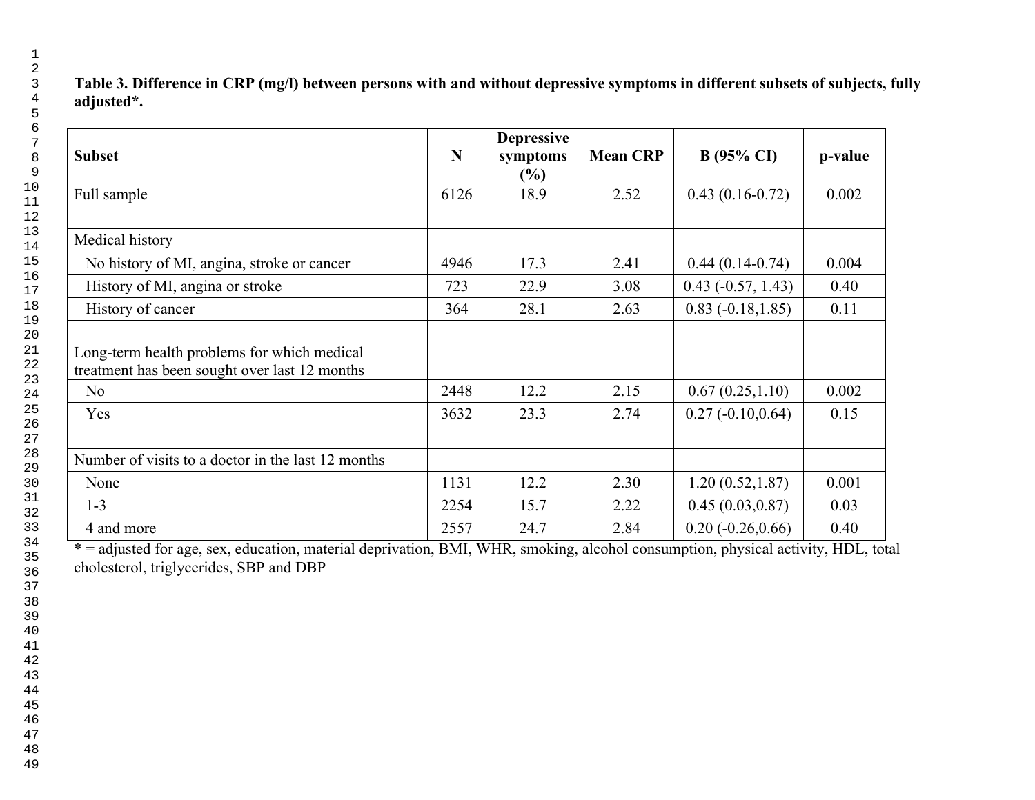**Table 3. Difference in CRP (mg/l) between persons with and without depressive symptoms in different subsets of subjects, fully adjusted*.**

| Subset | N | Depressive symptoms (%) | Mean CRP | B (95% CI) | p-value |
|---|---|---|---|---|---|
| Full sample | 6126 | 18.9 | 2.52 | 0.43 (0.16-0.72) | 0.002 |
| | | | | | |
| Medical history | | | | | |
| No history of MI, angina, stroke or cancer | 4946 | 17.3 | 2.41 | 0.44 (0.14-0.74) | 0.004 |
| History of MI, angina or stroke | 723 | 22.9 | 3.08 | 0.43 (-0.57, 1.43) | 0.40 |
| History of cancer | 364 | 28.1 | 2.63 | 0.83 (-0.18,1.85) | 0.11 |
| | | | | | |
| Long-term health problems for which medical treatment has been sought over last 12 months | | | | | |
| No | 2448 | 12.2 | 2.15 | 0.67 (0.25,1.10) | 0.002 |
| Yes | 3632 | 23.3 | 2.74 | 0.27 (-0.10,0.64) | 0.15 |
| | | | | | |
| Number of visits to a doctor in the last 12 months | | | | | |
| None | 1131 | 12.2 | 2.30 | 1.20 (0.52,1.87) | 0.001 |
| 1-3 | 2254 | 15.7 | 2.22 | 0.45 (0.03,0.87) | 0.03 |
| 4 and more | 2557 | 24.7 | 2.84 | 0.20 (-0.26,0.66) | 0.40 |

* = adjusted for age, sex, education, material deprivation, BMI, WHR, smoking, alcohol consumption, physical activity, HDL, total cholesterol, triglycerides, SBP and DBP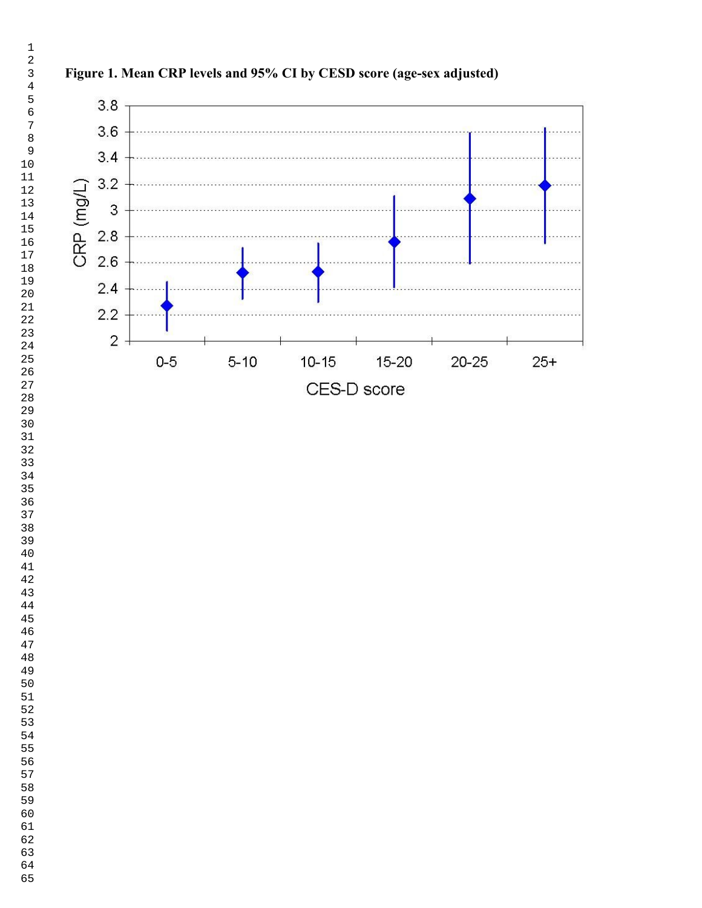**Figure 1. Mean CRP levels and 95% CI by CESD score (age-sex adjusted)**

CRP (mg/L)

3.8
3.6
3.4
3.2
3
2.8
2.6
2.4
2.2
2

0-5 5-10 10-15 15-20 20-25 25+

CES-D score